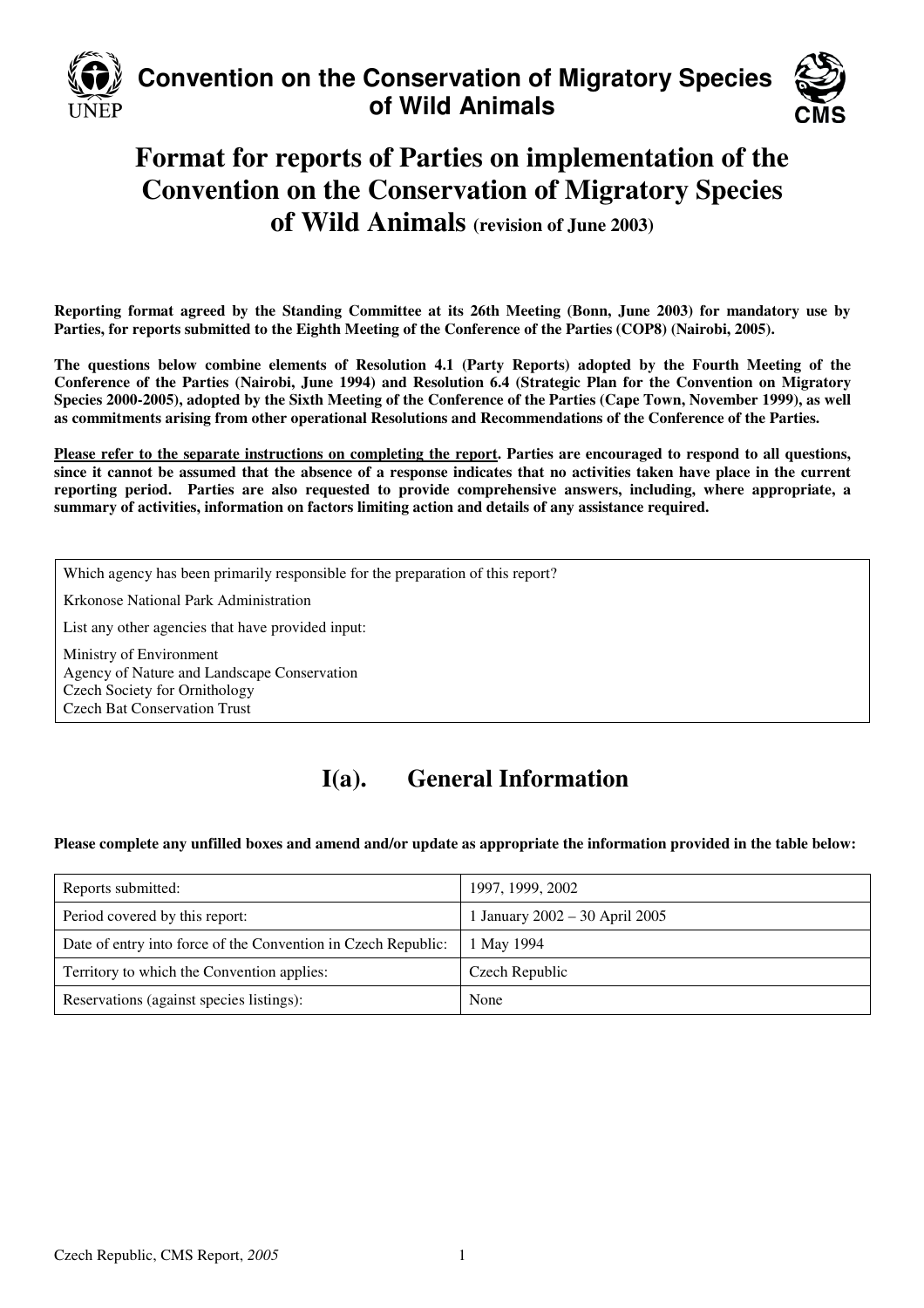# Convention on the Conservation of Migratory Species of Wild Animals

# Format for reports of Parties on implementation of the Convention on the Conservation of Migratory Species of Wild Animals (revision of June 2003)

**Reporting format agreed by the Standing Committee at its 26th Meeting (Bonn, June 2003) for mandatory use by Parties, for reports submitted to the Eighth Meeting of the Conference of the Parties (COP8) (Nairobi, 2005).**

**The questions below combine elements of Resolution 4.1 (Party Reports) adopted by the Fourth Meeting of the Conference of the Parties (Nairobi, June 1994) and Resolution 6.4 (Strategic Plan for the Convention on Migratory Species 2000-2005), adopted by the Sixth Meeting of the Conference of the Parties (Cape Town, November 1999), as well as commitments arising from other operational Resolutions and Recommendations of the Conference of the Parties.**

**Please refer to the separate instructions on completing the report. Parties are encouraged to respond to all questions, since it cannot be assumed that the absence of a response indicates that no activities taken have place in the current reporting period. Parties are also requested to provide comprehensive answers, including, where appropriate, a summary of activities, information on factors limiting action and details of any assistance required.**

| Which agency has been primarily responsible for the preparation of this report? |
|---|
| Krkonose National Park Administration |
| List any other agencies that have provided input: |
| Ministry of Environment<br>Agency of Nature and Landscape Conservation<br>Czech Society for Ornithology<br>Czech Bat Conservation Trust |

## I(a). General Information

**Please complete any unfilled boxes and amend and/or update as appropriate the information provided in the table below:**

| Reports submitted: | 1997, 1999, 2002 |
|---|---|
| Period covered by this report: | 1 January 2002 – 30 April 2005 |
| Date of entry into force of the Convention in Czech Republic: | 1 May 1994 |
| Territory to which the Convention applies: | Czech Republic |
| Reservations (against species listings): | None |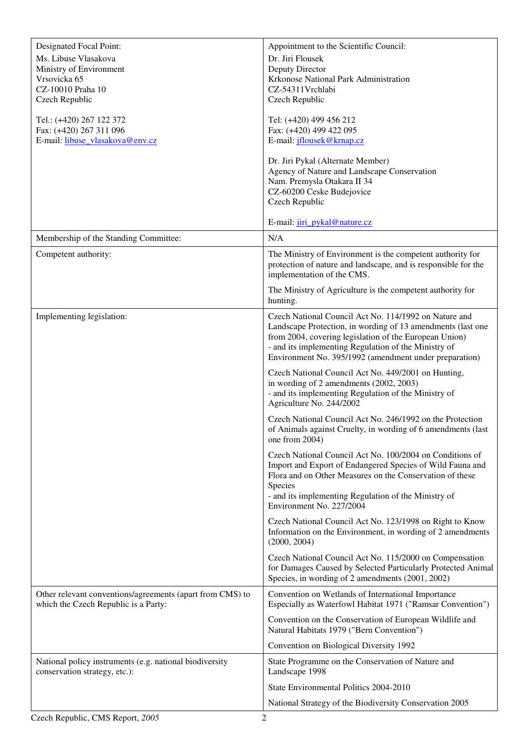| | |
|---|---|
| Designated Focal Point:<br>Ms. Libuse Vlasakova<br>Ministry of Environment<br>Vrsovicka 65<br>CZ-10010 Praha 10<br>Czech Republic<br><br>Tel.: (+420) 267 122 372<br>Fax: (+420) 267 311 096<br>E-mail: libuse_vlasakova@env.cz | Appointment to the Scientific Council:<br>Dr. Jiri Flousek<br>Deputy Director<br>Krkonose National Park Administration<br>CZ-54311Vrchlabi<br>Czech Republic<br><br>Tel: (+420) 499 456 212<br>Fax: (+420) 499 422 095<br>E-mail: jflousek@krnap.cz<br><br>Dr. Jiri Pykal (Alternate Member)<br>Agency of Nature and Landscape Conservation<br>Nam. Premysla Otakara II 34<br>CZ-60200 Ceske Budejovice<br>Czech Republic<br><br>E-mail: jiri_pykal@nature.cz |
| Membership of the Standing Committee: | N/A |
| Competent authority: | The Ministry of Environment is the competent authority for protection of nature and landscape, and is responsible for the implementation of the CMS.<br><br>The Ministry of Agriculture is the competent authority for hunting. |
| Implementing legislation: | Czech National Council Act No. 114/1992 on Nature and Landscape Protection, in wording of 13 amendments (last one from 2004, covering legislation of the European Union)<br>- and its implementing Regulation of the Ministry of Environment No. 395/1992 (amendment under preparation)<br><br>Czech National Council Act No. 449/2001 on Hunting, in wording of 2 amendments (2002, 2003)<br>- and its implementing Regulation of the Ministry of Agriculture No. 244/2002<br><br>Czech National Council Act No. 246/1992 on the Protection of Animals against Cruelty, in wording of 6 amendments (last one from 2004)<br><br>Czech National Council Act No. 100/2004 on Conditions of Import and Export of Endangered Species of Wild Fauna and Flora and on Other Measures on the Conservation of these Species<br>- and its implementing Regulation of the Ministry of Environment No. 227/2004<br><br>Czech National Council Act No. 123/1998 on Right to Know Information on the Environment, in wording of 2 amendments (2000, 2004)<br><br>Czech National Council Act No. 115/2000 on Compensation for Damages Caused by Selected Particularly Protected Animal Species, in wording of 2 amendments (2001, 2002) |
| Other relevant conventions/agreements (apart from CMS) to which the Czech Republic is a Party: | Convention on Wetlands of International Importance Especially as Waterfowl Habitat 1971 ("Ramsar Convention")<br><br>Convention on the Conservation of European Wildlife and Natural Habitats 1979 ("Bern Convention")<br><br>Convention on Biological Diversity 1992 |
| National policy instruments (e.g. national biodiversity conservation strategy, etc.): | State Programme on the Conservation of Nature and Landscape 1998<br><br>State Environmental Politics 2004-2010<br><br>National Strategy of the Biodiversity Conservation 2005 |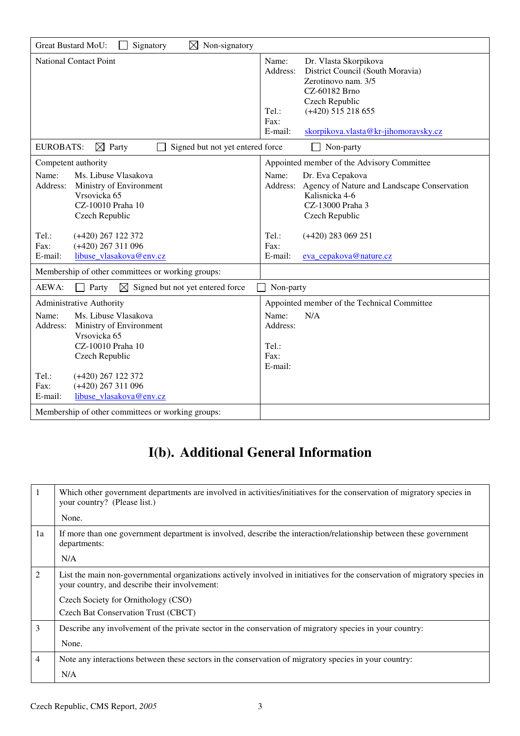| Great Bustard MoU: ☐ Signatory ☒ Non-signatory | |
|---|---|
| National Contact Point | Name: Dr. Vlasta Skorpikova<br>Address: District Council (South Moravia)<br>Zerotinovo nam. 3/5<br>CZ-60182 Brno<br>Czech Republic<br>Tel.: (+420) 515 218 655<br>Fax:<br>E-mail: skorpikova.vlasta@kr-jihomoravsky.cz |

| EUROBATS: ☒ Party ☐ Signed but not yet entered force ☐ Non-party | |
|---|---|
| Competent authority<br>Name: Ms. Libuse Vlasakova<br>Address: Ministry of Environment<br>Vrsovicka 65<br>CZ-10010 Praha 10<br>Czech Republic<br><br>Tel.: (+420) 267 122 372<br>Fax: (+420) 267 311 096<br>E-mail: libuse_vlasakova@env.cz | Appointed member of the Advisory Committee<br>Name: Dr. Eva Cepakova<br>Address: Agency of Nature and Landscape Conservation<br>Kalisnicka 4-6<br>CZ-13000 Praha 3<br>Czech Republic<br><br>Tel.: (+420) 283 069 251<br>Fax:<br>E-mail: eva_cepakova@nature.cz |
| Membership of other committees or working groups: | |

| AEWA: ☐ Party ☒ Signed but not yet entered force ☐ Non-party | |
|---|---|
| Administrative Authority<br>Name: Ms. Libuse Vlasakova<br>Address: Ministry of Environment<br>Vrsovicka 65<br>CZ-10010 Praha 10<br>Czech Republic<br><br>Tel.: (+420) 267 122 372<br>Fax: (+420) 267 311 096<br>E-mail: libuse_vlasakova@env.cz | Appointed member of the Technical Committee<br>Name: N/A<br>Address:<br><br>Tel.:<br>Fax:<br>E-mail: |
| Membership of other committees or working groups: | |

# I(b). Additional General Information

| | |
|---|---|
| 1 | Which other government departments are involved in activities/initiatives for the conservation of migratory species in your country? (Please list.)<br><br>None. |
| 1a | If more than one government department is involved, describe the interaction/relationship between these government departments:<br><br>N/A |
| 2 | List the main non-governmental organizations actively involved in initiatives for the conservation of migratory species in your country, and describe their involvement:<br><br>Czech Society for Ornithology (CSO)<br>Czech Bat Conservation Trust (CBCT) |
| 3 | Describe any involvement of the private sector in the conservation of migratory species in your country:<br><br>None. |
| 4 | Note any interactions between these sectors in the conservation of migratory species in your country:<br><br>N/A |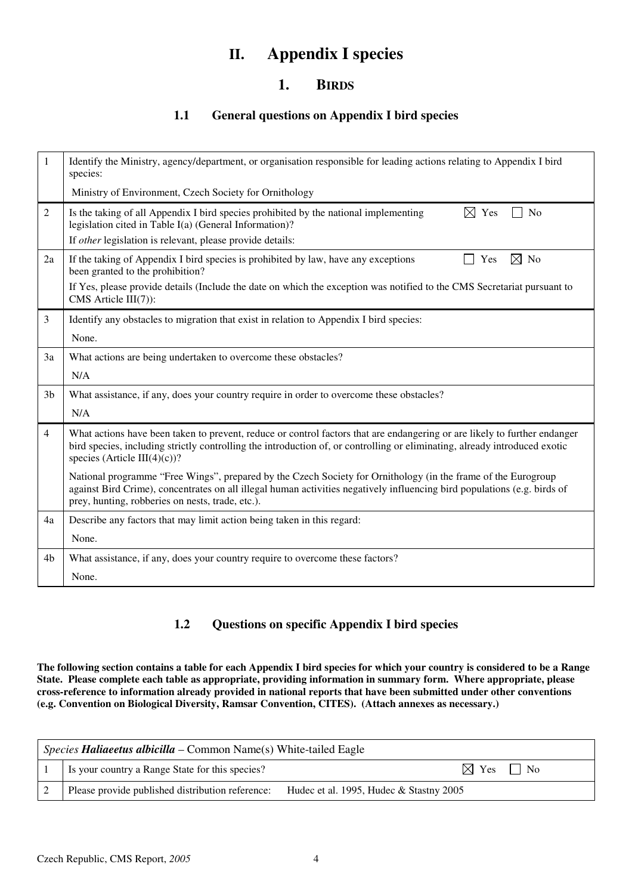# II. Appendix I species

## 1. BIRDS

### 1.1 General questions on Appendix I bird species

| | |
|---|---|
| 1 | Identify the Ministry, agency/department, or organisation responsible for leading actions relating to Appendix I bird species:<br>Ministry of Environment, Czech Society for Ornithology |
| 2 | Is the taking of all Appendix I bird species prohibited by the national implementing legislation cited in Table I(a) (General Information)? ☒ Yes ☐ No<br>If *other* legislation is relevant, please provide details: |
| 2a | If the taking of Appendix I bird species is prohibited by law, have any exceptions been granted to the prohibition? ☐ Yes ☒ No<br>If Yes, please provide details (Include the date on which the exception was notified to the CMS Secretariat pursuant to CMS Article III(7)): |
| 3 | Identify any obstacles to migration that exist in relation to Appendix I bird species:<br>None. |
| 3a | What actions are being undertaken to overcome these obstacles?<br>N/A |
| 3b | What assistance, if any, does your country require in order to overcome these obstacles?<br>N/A |
| 4 | What actions have been taken to prevent, reduce or control factors that are endangering or are likely to further endanger bird species, including strictly controlling the introduction of, or controlling or eliminating, already introduced exotic species (Article III(4)(c))?<br>National programme "Free Wings", prepared by the Czech Society for Ornithology (in the frame of the Eurogroup against Bird Crime), concentrates on all illegal human activities negatively influencing bird populations (e.g. birds of prey, hunting, robberies on nests, trade, etc.). |
| 4a | Describe any factors that may limit action being taken in this regard:<br>None. |
| 4b | What assistance, if any, does your country require to overcome these factors?<br>None. |

### 1.2 Questions on specific Appendix I bird species

**The following section contains a table for each Appendix I bird species for which your country is considered to be a Range State. Please complete each table as appropriate, providing information in summary form. Where appropriate, please cross-reference to information already provided in national reports that have been submitted under other conventions (e.g. Convention on Biological Diversity, Ramsar Convention, CITES). (Attach annexes as necessary.)**

| *Species* ***Haliaeetus albicilla*** – Common Name(s) White-tailed Eagle | |
|---|---|
| 1 | Is your country a Range State for this species? ☒ Yes ☐ No |
| 2 | Please provide published distribution reference: Hudec et al. 1995, Hudec & Stastny 2005 |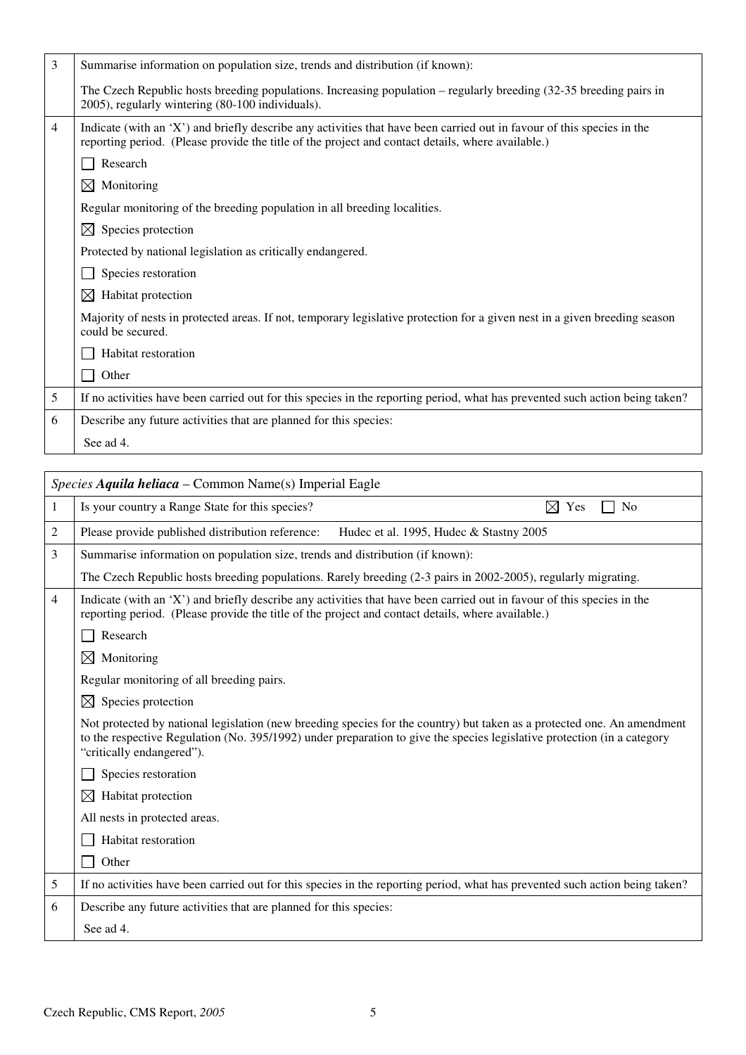| 3 | Summarise information on population size, trends and distribution (if known): |
|---|---|
| | The Czech Republic hosts breeding populations. Increasing population – regularly breeding (32-35 breeding pairs in 2005), regularly wintering (80-100 individuals). |
| 4 | Indicate (with an 'X') and briefly describe any activities that have been carried out in favour of this species in the reporting period. (Please provide the title of the project and contact details, where available.) |
| | ☐ Research |
| | ☒ Monitoring |
| | Regular monitoring of the breeding population in all breeding localities. |
| | ☒ Species protection |
| | Protected by national legislation as critically endangered. |
| | ☐ Species restoration |
| | ☒ Habitat protection |
| | Majority of nests in protected areas. If not, temporary legislative protection for a given nest in a given breeding season could be secured. |
| | ☐ Habitat restoration |
| | ☐ Other |
| 5 | If no activities have been carried out for this species in the reporting period, what has prevented such action being taken? |
| 6 | Describe any future activities that are planned for this species: |
| | See ad 4. |

| *Species **Aquila heliaca*** – Common Name(s) Imperial Eagle | |
|---|---|
| 1 | Is your country a Range State for this species? ☒ Yes ☐ No |
| 2 | Please provide published distribution reference: Hudec et al. 1995, Hudec & Stastny 2005 |
| 3 | Summarise information on population size, trends and distribution (if known): |
| | The Czech Republic hosts breeding populations. Rarely breeding (2-3 pairs in 2002-2005), regularly migrating. |
| 4 | Indicate (with an 'X') and briefly describe any activities that have been carried out in favour of this species in the reporting period. (Please provide the title of the project and contact details, where available.) |
| | ☐ Research |
| | ☒ Monitoring |
| | Regular monitoring of all breeding pairs. |
| | ☒ Species protection |
| | Not protected by national legislation (new breeding species for the country) but taken as a protected one. An amendment to the respective Regulation (No. 395/1992) under preparation to give the species legislative protection (in a category "critically endangered"). |
| | ☐ Species restoration |
| | ☒ Habitat protection |
| | All nests in protected areas. |
| | ☐ Habitat restoration |
| | ☐ Other |
| 5 | If no activities have been carried out for this species in the reporting period, what has prevented such action being taken? |
| 6 | Describe any future activities that are planned for this species: |
| | See ad 4. |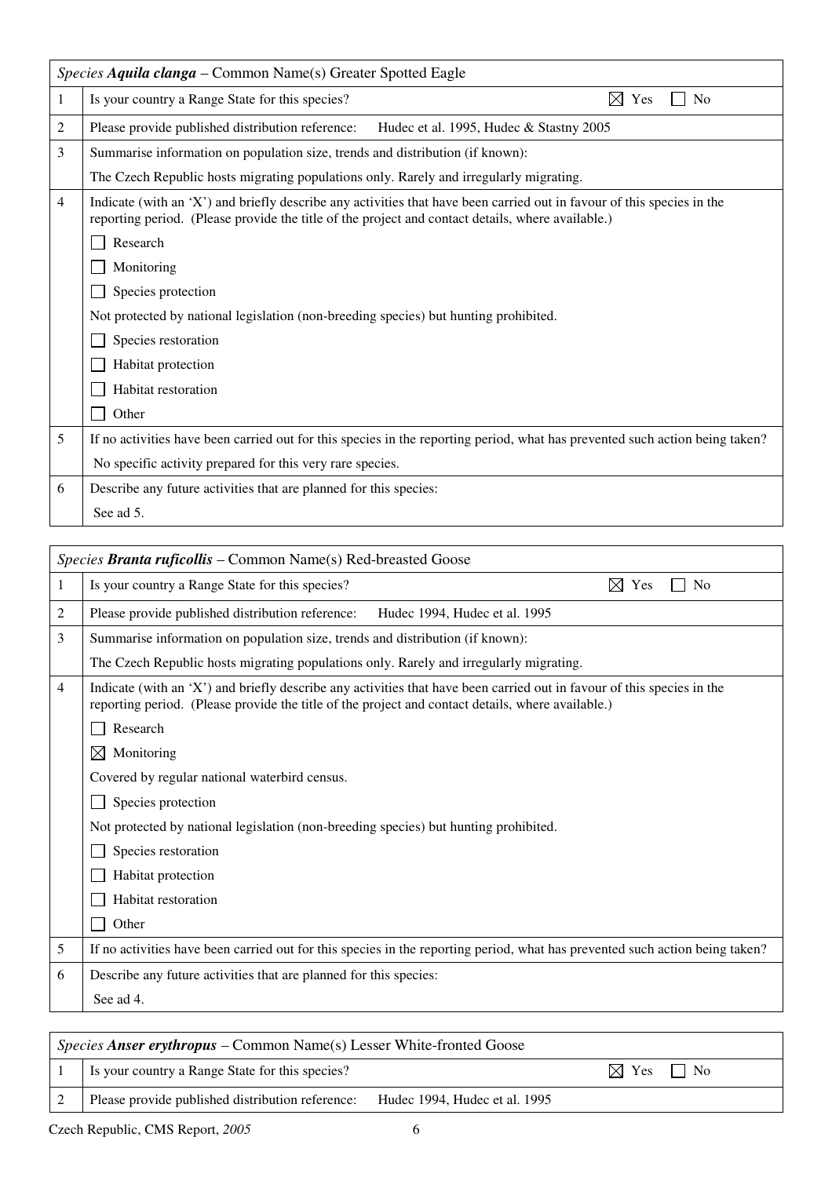| *Species* ***Aquila clanga*** – Common Name(s) Greater Spotted Eagle | |
|---|---|
| 1 | Is your country a Range State for this species? ☒ Yes ☐ No |
| 2 | Please provide published distribution reference: Hudec et al. 1995, Hudec & Stastny 2005 |
| 3 | Summarise information on population size, trends and distribution (if known):<br>The Czech Republic hosts migrating populations only. Rarely and irregularly migrating. |
| 4 | Indicate (with an 'X') and briefly describe any activities that have been carried out in favour of this species in the reporting period. (Please provide the title of the project and contact details, where available.)<br>☐ Research<br>☐ Monitoring<br>☐ Species protection<br>Not protected by national legislation (non-breeding species) but hunting prohibited.<br>☐ Species restoration<br>☐ Habitat protection<br>☐ Habitat restoration<br>☐ Other |
| 5 | If no activities have been carried out for this species in the reporting period, what has prevented such action being taken?<br>No specific activity prepared for this very rare species. |
| 6 | Describe any future activities that are planned for this species:<br>See ad 5. |

| *Species* ***Branta ruficollis*** – Common Name(s) Red-breasted Goose | |
|---|---|
| 1 | Is your country a Range State for this species? ☒ Yes ☐ No |
| 2 | Please provide published distribution reference: Hudec 1994, Hudec et al. 1995 |
| 3 | Summarise information on population size, trends and distribution (if known):<br>The Czech Republic hosts migrating populations only. Rarely and irregularly migrating. |
| 4 | Indicate (with an 'X') and briefly describe any activities that have been carried out in favour of this species in the reporting period. (Please provide the title of the project and contact details, where available.)<br>☐ Research<br>☒ Monitoring<br>Covered by regular national waterbird census.<br>☐ Species protection<br>Not protected by national legislation (non-breeding species) but hunting prohibited.<br>☐ Species restoration<br>☐ Habitat protection<br>☐ Habitat restoration<br>☐ Other |
| 5 | If no activities have been carried out for this species in the reporting period, what has prevented such action being taken? |
| 6 | Describe any future activities that are planned for this species:<br>See ad 4. |

| *Species* ***Anser erythropus*** – Common Name(s) Lesser White-fronted Goose | |
|---|---|
| 1 | Is your country a Range State for this species? ☒ Yes ☐ No |
| 2 | Please provide published distribution reference: Hudec 1994, Hudec et al. 1995 |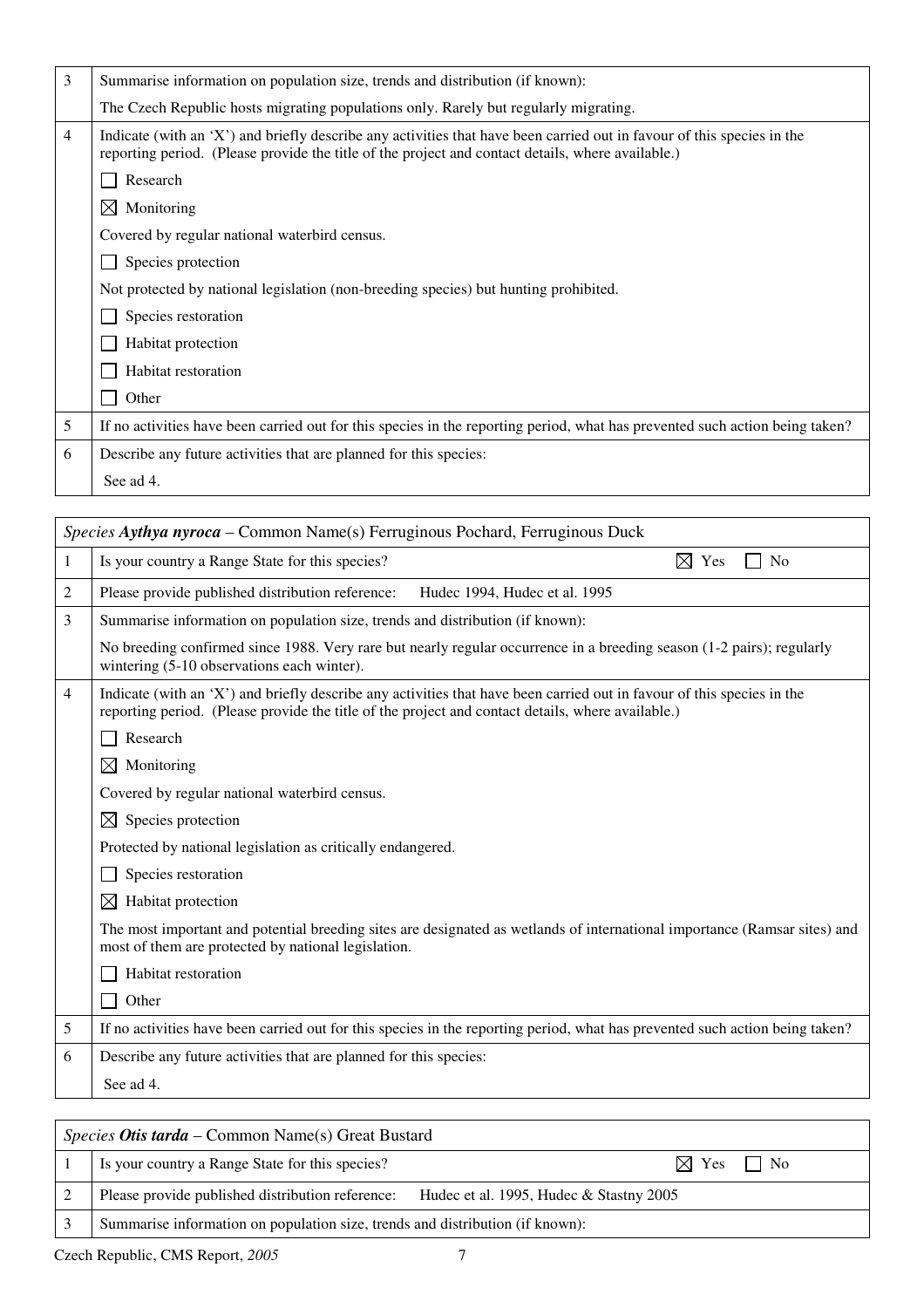| | |
|---|---|
| 3 | Summarise information on population size, trends and distribution (if known): |
| | The Czech Republic hosts migrating populations only. Rarely but regularly migrating. |
| 4 | Indicate (with an 'X') and briefly describe any activities that have been carried out in favour of this species in the reporting period. (Please provide the title of the project and contact details, where available.) |
| | ☐ Research |
| | ☒ Monitoring |
| | Covered by regular national waterbird census. |
| | ☐ Species protection |
| | Not protected by national legislation (non-breeding species) but hunting prohibited. |
| | ☐ Species restoration |
| | ☐ Habitat protection |
| | ☐ Habitat restoration |
| | ☐ Other |
| 5 | If no activities have been carried out for this species in the reporting period, what has prevented such action being taken? |
| 6 | Describe any future activities that are planned for this species: |
| | See ad 4. |

| *Species* ***Aythya nyroca*** – Common Name(s) Ferruginous Pochard, Ferruginous Duck | |
|---|---|
| 1 | Is your country a Range State for this species? ☒ Yes ☐ No |
| 2 | Please provide published distribution reference: Hudec 1994, Hudec et al. 1995 |
| 3 | Summarise information on population size, trends and distribution (if known): |
| | No breeding confirmed since 1988. Very rare but nearly regular occurrence in a breeding season (1-2 pairs); regularly wintering (5-10 observations each winter). |
| 4 | Indicate (with an 'X') and briefly describe any activities that have been carried out in favour of this species in the reporting period. (Please provide the title of the project and contact details, where available.) |
| | ☐ Research |
| | ☒ Monitoring |
| | Covered by regular national waterbird census. |
| | ☒ Species protection |
| | Protected by national legislation as critically endangered. |
| | ☐ Species restoration |
| | ☒ Habitat protection |
| | The most important and potential breeding sites are designated as wetlands of international importance (Ramsar sites) and most of them are protected by national legislation. |
| | ☐ Habitat restoration |
| | ☐ Other |
| 5 | If no activities have been carried out for this species in the reporting period, what has prevented such action being taken? |
| 6 | Describe any future activities that are planned for this species: |
| | See ad 4. |

| *Species* ***Otis tarda*** – Common Name(s) Great Bustard | |
|---|---|
| 1 | Is your country a Range State for this species? ☒ Yes ☐ No |
| 2 | Please provide published distribution reference: Hudec et al. 1995, Hudec & Stastny 2005 |
| 3 | Summarise information on population size, trends and distribution (if known): |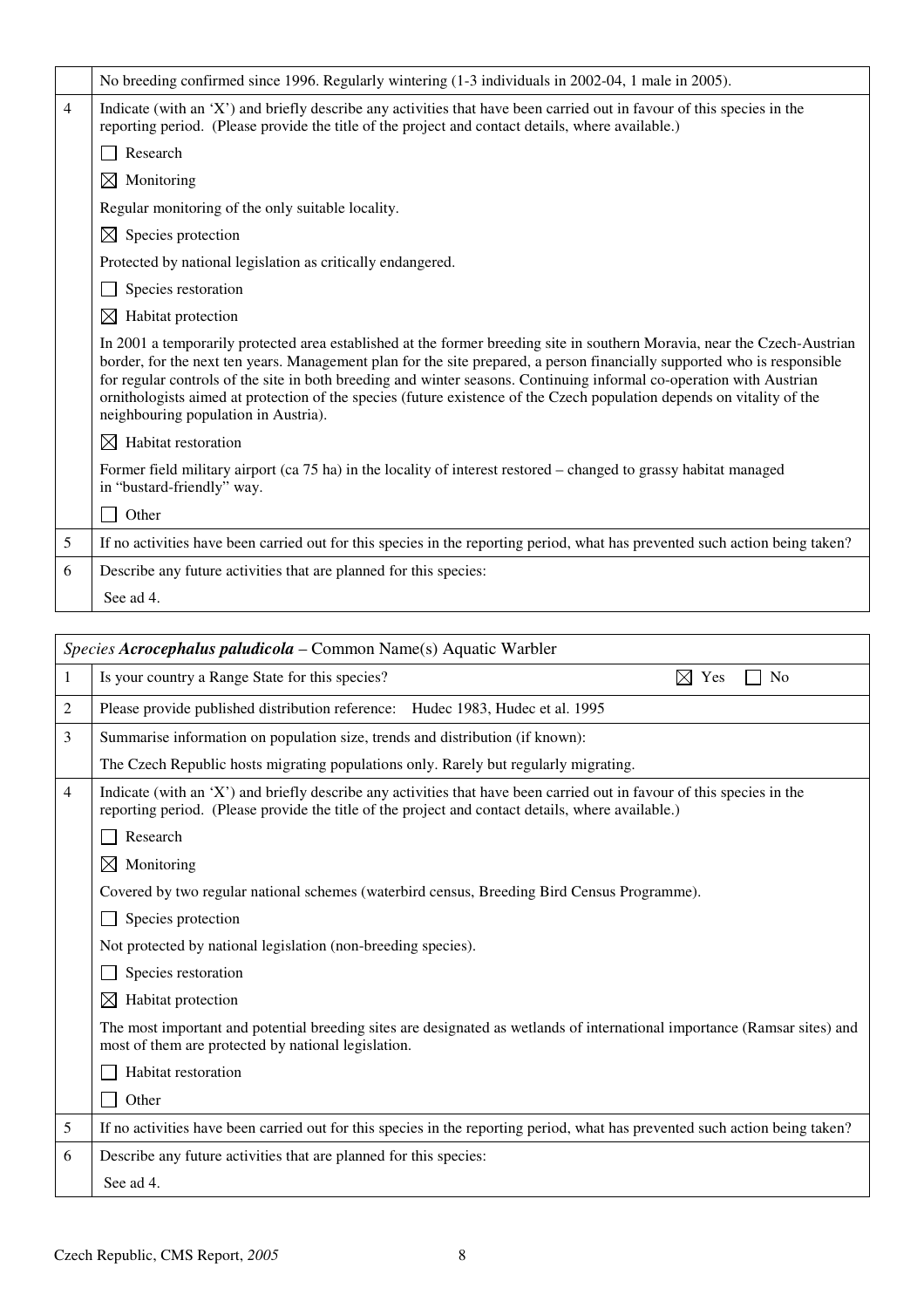| | No breeding confirmed since 1996. Regularly wintering (1-3 individuals in 2002-04, 1 male in 2005). |
|---|---|
| 4 | Indicate (with an 'X') and briefly describe any activities that have been carried out in favour of this species in the reporting period. (Please provide the title of the project and contact details, where available.) |
| | ☐ Research |
| | ☒ Monitoring |
| | Regular monitoring of the only suitable locality. |
| | ☒ Species protection |
| | Protected by national legislation as critically endangered. |
| | ☐ Species restoration |
| | ☒ Habitat protection |
| | In 2001 a temporarily protected area established at the former breeding site in southern Moravia, near the Czech-Austrian border, for the next ten years. Management plan for the site prepared, a person financially supported who is responsible for regular controls of the site in both breeding and winter seasons. Continuing informal co-operation with Austrian ornithologists aimed at protection of the species (future existence of the Czech population depends on vitality of the neighbouring population in Austria). |
| | ☒ Habitat restoration |
| | Former field military airport (ca 75 ha) in the locality of interest restored – changed to grassy habitat managed in "bustard-friendly" way. |
| | ☐ Other |
| 5 | If no activities have been carried out for this species in the reporting period, what has prevented such action being taken? |
| 6 | Describe any future activities that are planned for this species: |
| | See ad 4. |

| *Species* ***Acrocephalus paludicola*** – Common Name(s) Aquatic Warbler | |
|---|---|
| 1 | Is your country a Range State for this species? ☒ Yes ☐ No |
| 2 | Please provide published distribution reference: Hudec 1983, Hudec et al. 1995 |
| 3 | Summarise information on population size, trends and distribution (if known): |
| | The Czech Republic hosts migrating populations only. Rarely but regularly migrating. |
| 4 | Indicate (with an 'X') and briefly describe any activities that have been carried out in favour of this species in the reporting period. (Please provide the title of the project and contact details, where available.) |
| | ☐ Research |
| | ☒ Monitoring |
| | Covered by two regular national schemes (waterbird census, Breeding Bird Census Programme). |
| | ☐ Species protection |
| | Not protected by national legislation (non-breeding species). |
| | ☐ Species restoration |
| | ☒ Habitat protection |
| | The most important and potential breeding sites are designated as wetlands of international importance (Ramsar sites) and most of them are protected by national legislation. |
| | ☐ Habitat restoration |
| | ☐ Other |
| 5 | If no activities have been carried out for this species in the reporting period, what has prevented such action being taken? |
| 6 | Describe any future activities that are planned for this species: |
| | See ad 4. |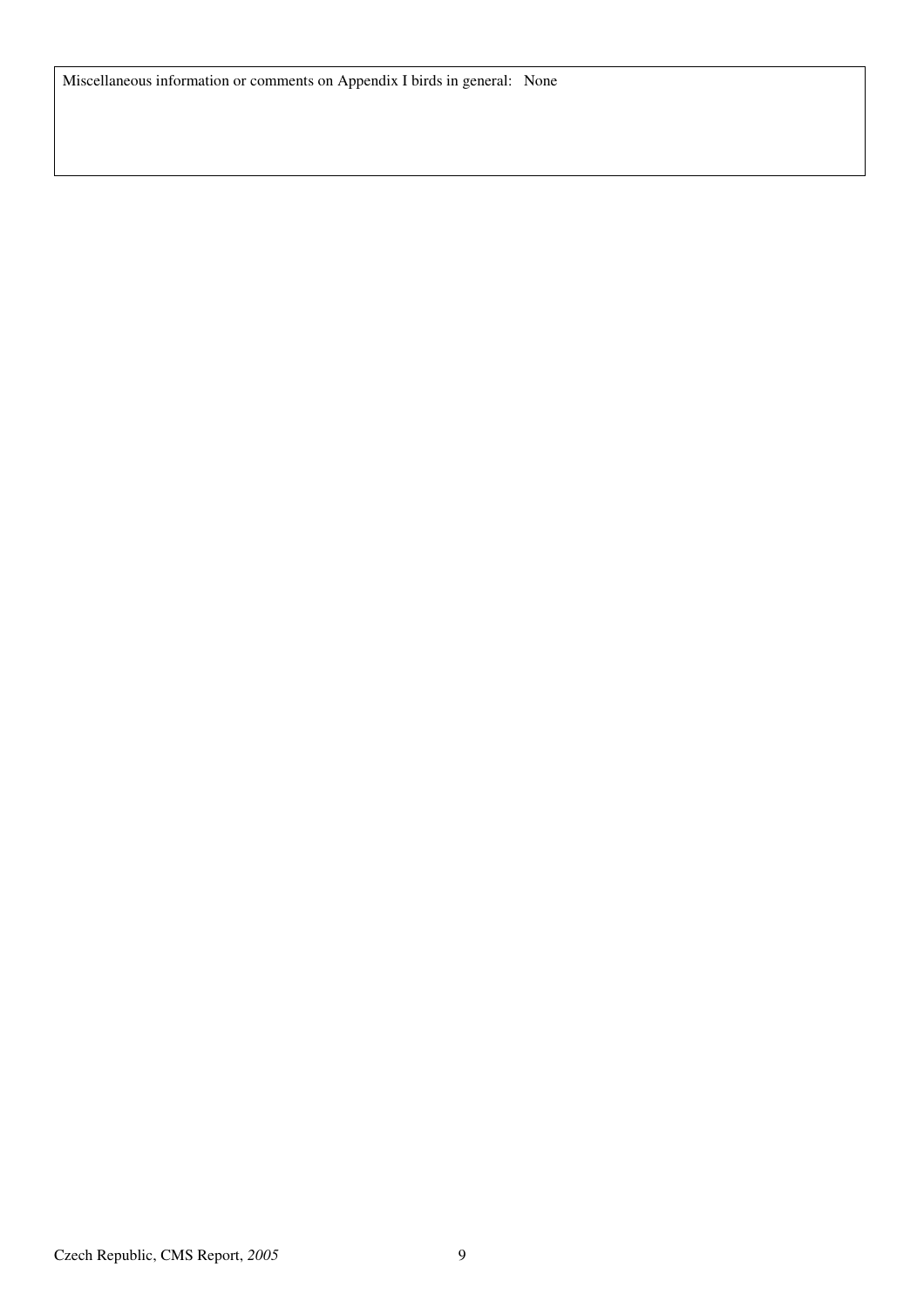Miscellaneous information or comments on Appendix I birds in general: None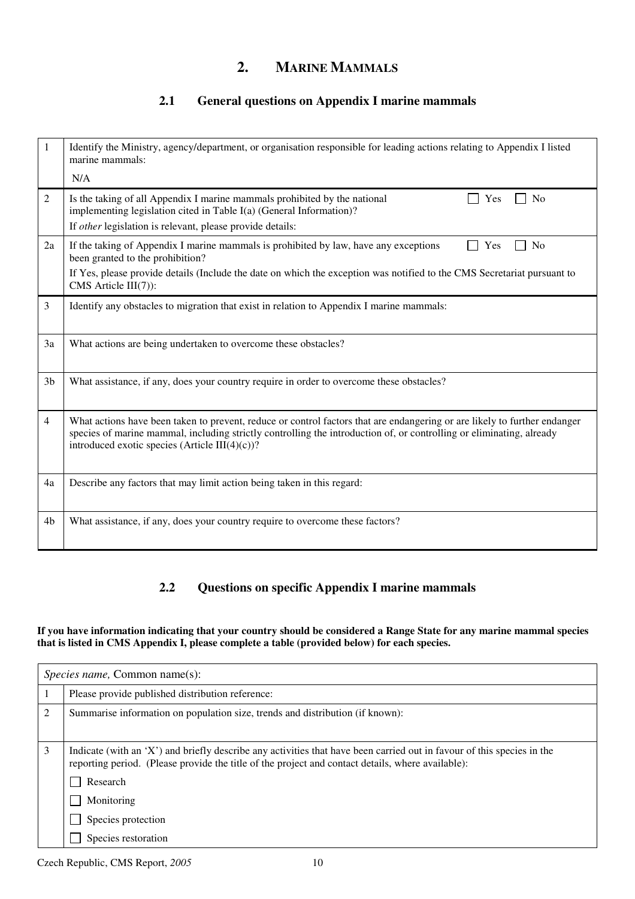## 2. MARINE MAMMALS

### 2.1 General questions on Appendix I marine mammals

| | |
|---|---|
| 1 | Identify the Ministry, agency/department, or organisation responsible for leading actions relating to Appendix I listed marine mammals:<br>N/A |
| 2 | Is the taking of all Appendix I marine mammals prohibited by the national implementing legislation cited in Table I(a) (General Information)? ☐ Yes ☐ No<br>If *other* legislation is relevant, please provide details: |
| 2a | If the taking of Appendix I marine mammals is prohibited by law, have any exceptions been granted to the prohibition? ☐ Yes ☐ No<br>If Yes, please provide details (Include the date on which the exception was notified to the CMS Secretariat pursuant to CMS Article III(7)): |
| 3 | Identify any obstacles to migration that exist in relation to Appendix I marine mammals: |
| 3a | What actions are being undertaken to overcome these obstacles? |
| 3b | What assistance, if any, does your country require in order to overcome these obstacles? |
| 4 | What actions have been taken to prevent, reduce or control factors that are endangering or are likely to further endanger species of marine mammal, including strictly controlling the introduction of, or controlling or eliminating, already introduced exotic species (Article III(4)(c))? |
| 4a | Describe any factors that may limit action being taken in this regard: |
| 4b | What assistance, if any, does your country require to overcome these factors? |

### 2.2 Questions on specific Appendix I marine mammals

**If you have information indicating that your country should be considered a Range State for any marine mammal species that is listed in CMS Appendix I, please complete a table (provided below) for each species.**

| *Species name,* Common name(s): | |
|---|---|
| 1 | Please provide published distribution reference: |
| 2 | Summarise information on population size, trends and distribution (if known): |
| 3 | Indicate (with an 'X') and briefly describe any activities that have been carried out in favour of this species in the reporting period. (Please provide the title of the project and contact details, where available):<br>☐ Research<br>☐ Monitoring<br>☐ Species protection<br>☐ Species restoration |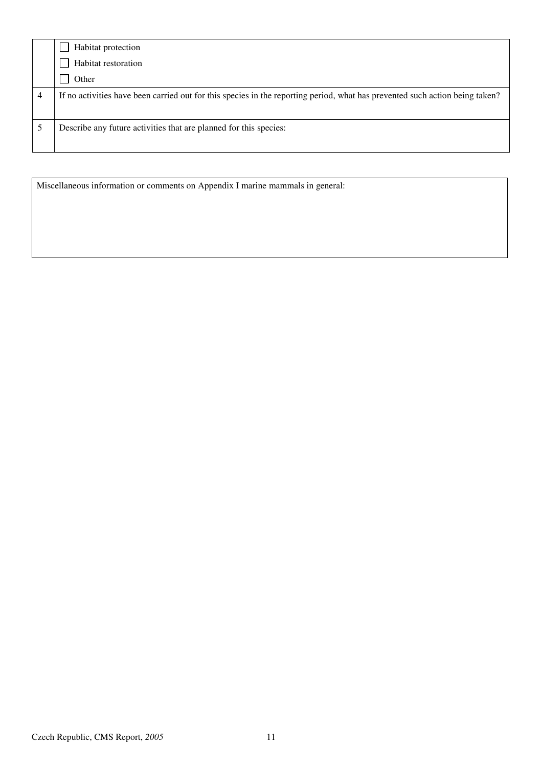|   |   |
|---|---|
|   | ☐ Habitat protection<br>☐ Habitat restoration<br>☐ Other |
| 4 | If no activities have been carried out for this species in the reporting period, what has prevented such action being taken? |
| 5 | Describe any future activities that are planned for this species: |

| Miscellaneous information or comments on Appendix I marine mammals in general: |
|---|
|   |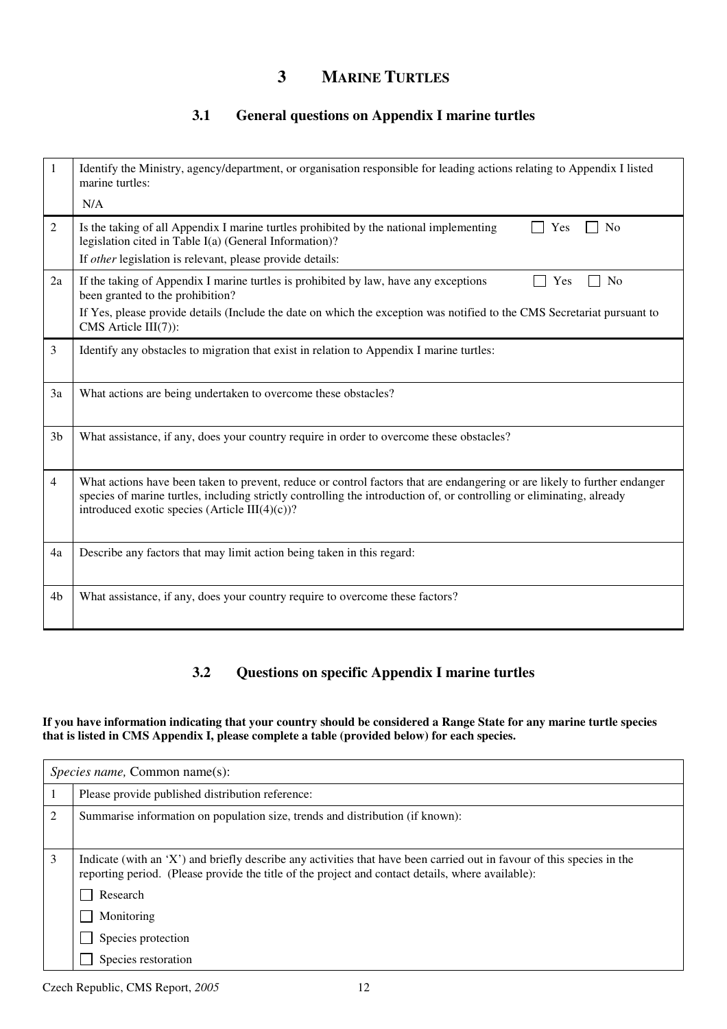# 3 MARINE TURTLES

## 3.1 General questions on Appendix I marine turtles

| | |
|---|---|
| 1 | Identify the Ministry, agency/department, or organisation responsible for leading actions relating to Appendix I listed marine turtles:<br>N/A |
| 2 | Is the taking of all Appendix I marine turtles prohibited by the national implementing legislation cited in Table I(a) (General Information)? ☐ Yes ☐ No<br>If *other* legislation is relevant, please provide details: |
| 2a | If the taking of Appendix I marine turtles is prohibited by law, have any exceptions been granted to the prohibition? ☐ Yes ☐ No<br>If Yes, please provide details (Include the date on which the exception was notified to the CMS Secretariat pursuant to CMS Article III(7)): |
| 3 | Identify any obstacles to migration that exist in relation to Appendix I marine turtles: |
| 3a | What actions are being undertaken to overcome these obstacles? |
| 3b | What assistance, if any, does your country require in order to overcome these obstacles? |
| 4 | What actions have been taken to prevent, reduce or control factors that are endangering or are likely to further endanger species of marine turtles, including strictly controlling the introduction of, or controlling or eliminating, already introduced exotic species (Article III(4)(c))? |
| 4a | Describe any factors that may limit action being taken in this regard: |
| 4b | What assistance, if any, does your country require to overcome these factors? |

## 3.2 Questions on specific Appendix I marine turtles

**If you have information indicating that your country should be considered a Range State for any marine turtle species that is listed in CMS Appendix I, please complete a table (provided below) for each species.**

| *Species name,* Common name(s): | |
|---|---|
| 1 | Please provide published distribution reference: |
| 2 | Summarise information on population size, trends and distribution (if known): |
| 3 | Indicate (with an 'X') and briefly describe any activities that have been carried out in favour of this species in the reporting period. (Please provide the title of the project and contact details, where available):<br>☐ Research<br>☐ Monitoring<br>☐ Species protection<br>☐ Species restoration |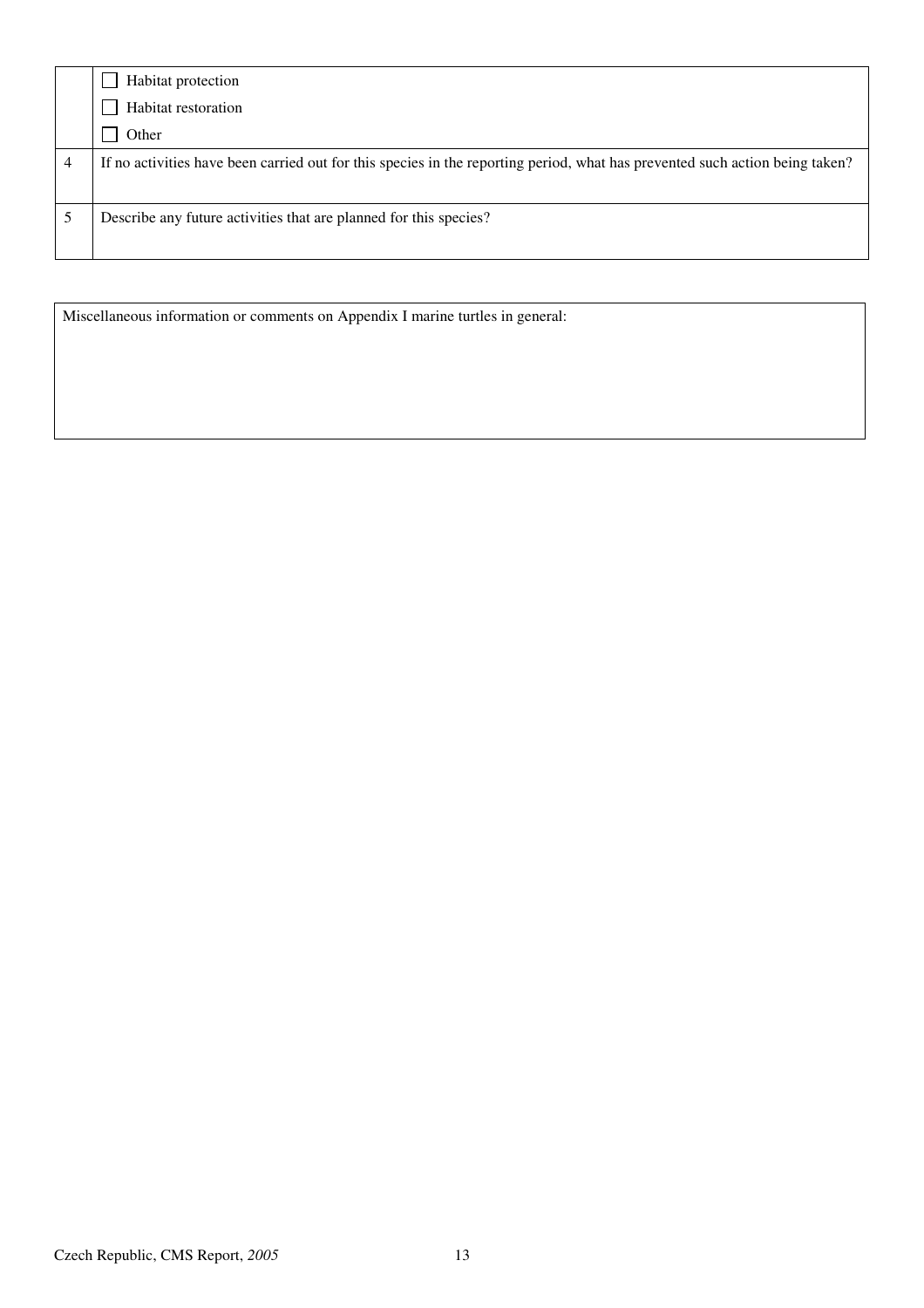| | |
|---|---|
| | ☐ Habitat protection<br>☐ Habitat restoration<br>☐ Other |
| 4 | If no activities have been carried out for this species in the reporting period, what has prevented such action being taken? |
| 5 | Describe any future activities that are planned for this species? |

| |
|---|
| Miscellaneous information or comments on Appendix I marine turtles in general: |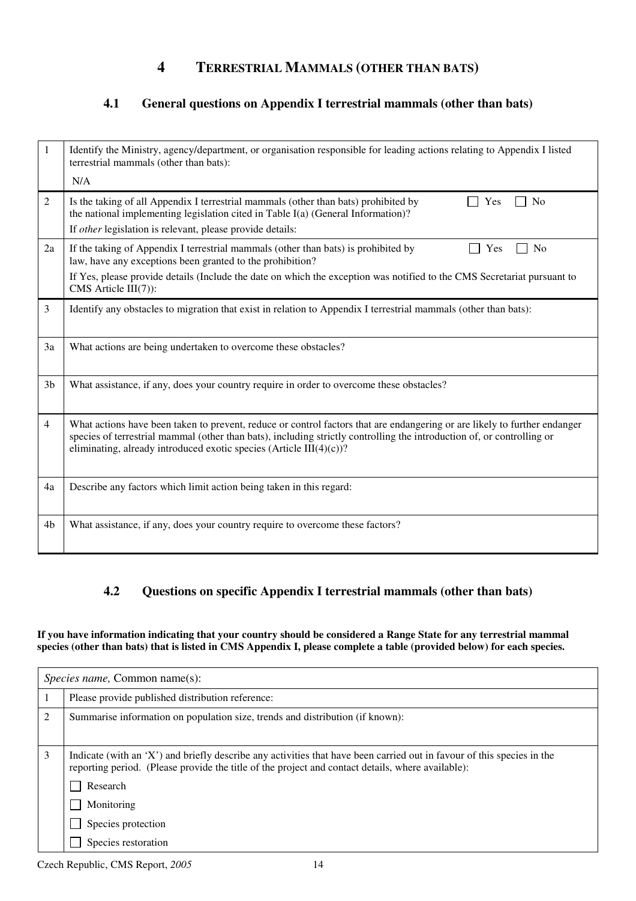# 4 TERRESTRIAL MAMMALS (OTHER THAN BATS)

## 4.1 General questions on Appendix I terrestrial mammals (other than bats)

| | |
|---|---|
| 1 | Identify the Ministry, agency/department, or organisation responsible for leading actions relating to Appendix I listed terrestrial mammals (other than bats):<br>N/A |
| 2 | Is the taking of all Appendix I terrestrial mammals (other than bats) prohibited by the national implementing legislation cited in Table I(a) (General Information)? ☐ Yes ☐ No<br>If *other* legislation is relevant, please provide details: |
| 2a | If the taking of Appendix I terrestrial mammals (other than bats) is prohibited by law, have any exceptions been granted to the prohibition? ☐ Yes ☐ No<br>If Yes, please provide details (Include the date on which the exception was notified to the CMS Secretariat pursuant to CMS Article III(7)): |
| 3 | Identify any obstacles to migration that exist in relation to Appendix I terrestrial mammals (other than bats): |
| 3a | What actions are being undertaken to overcome these obstacles? |
| 3b | What assistance, if any, does your country require in order to overcome these obstacles? |
| 4 | What actions have been taken to prevent, reduce or control factors that are endangering or are likely to further endanger species of terrestrial mammal (other than bats), including strictly controlling the introduction of, or controlling or eliminating, already introduced exotic species (Article III(4)(c))? |
| 4a | Describe any factors which limit action being taken in this regard: |
| 4b | What assistance, if any, does your country require to overcome these factors? |

## 4.2 Questions on specific Appendix I terrestrial mammals (other than bats)

**If you have information indicating that your country should be considered a Range State for any terrestrial mammal species (other than bats) that is listed in CMS Appendix I, please complete a table (provided below) for each species.**

| *Species name,* Common name(s): | |
|---|---|
| 1 | Please provide published distribution reference: |
| 2 | Summarise information on population size, trends and distribution (if known): |
| 3 | Indicate (with an 'X') and briefly describe any activities that have been carried out in favour of this species in the reporting period. (Please provide the title of the project and contact details, where available):<br>☐ Research<br>☐ Monitoring<br>☐ Species protection<br>☐ Species restoration |

Czech Republic, CMS Report, *2005*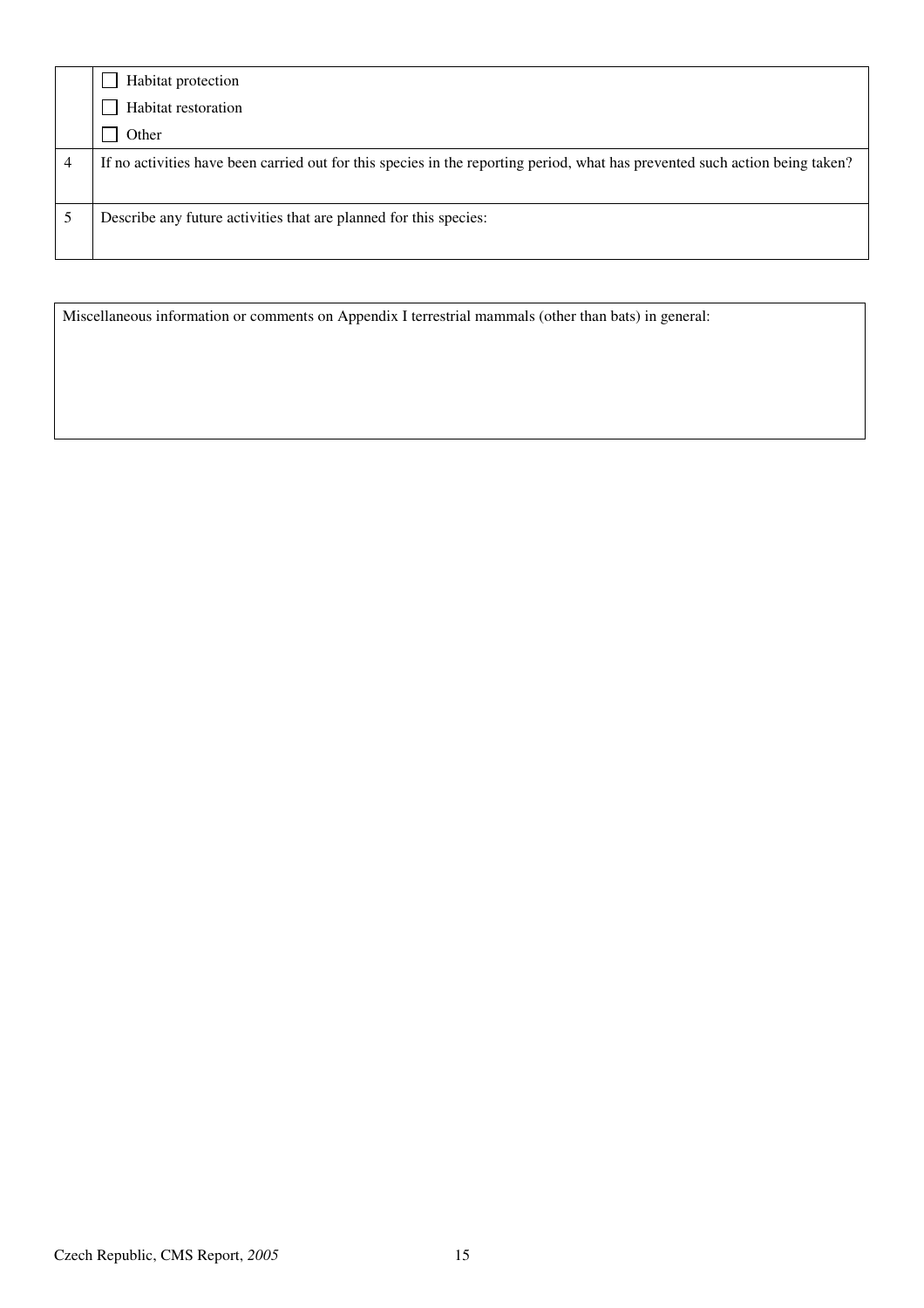|   |   |
|---|---|
|   | ☐ Habitat protection<br>☐ Habitat restoration<br>☐ Other |
| 4 | If no activities have been carried out for this species in the reporting period, what has prevented such action being taken? |
| 5 | Describe any future activities that are planned for this species: |

| Miscellaneous information or comments on Appendix I terrestrial mammals (other than bats) in general: |
|---|
|   |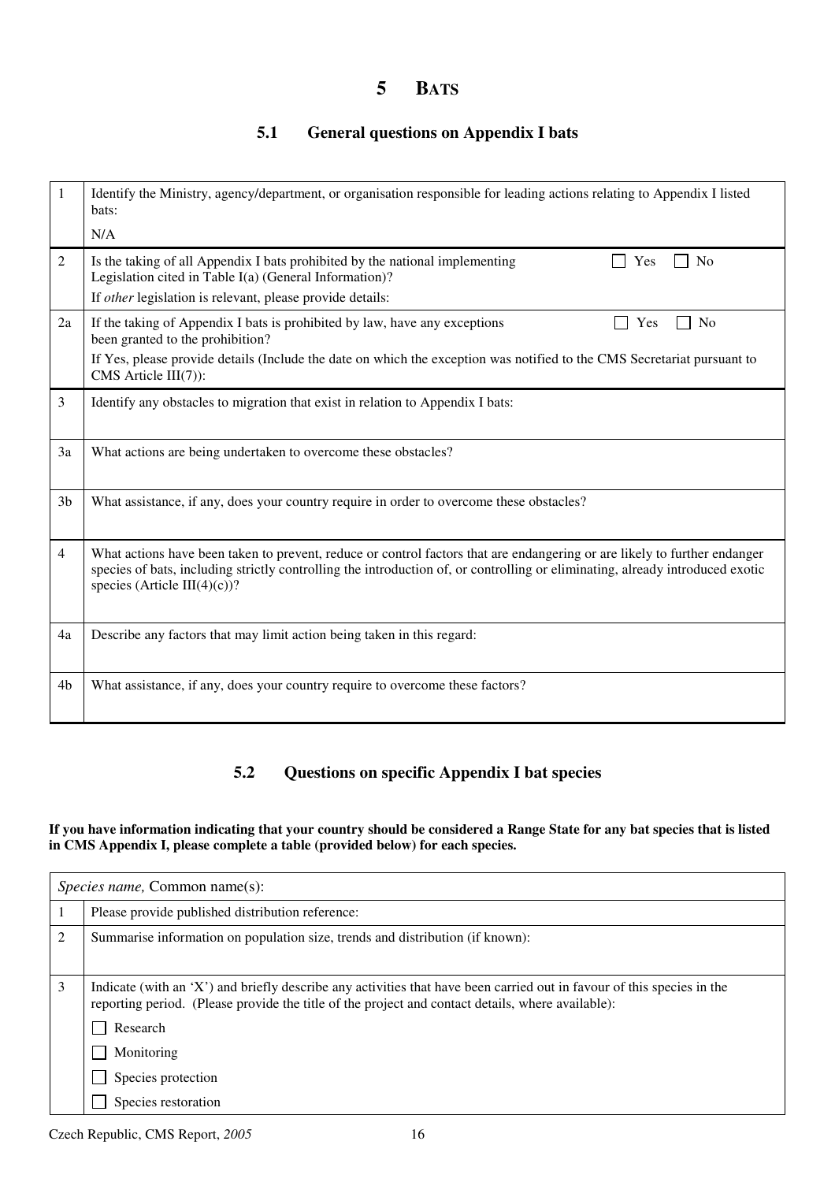# 5 BATS

## 5.1 General questions on Appendix I bats

| | |
|---|---|
| 1 | Identify the Ministry, agency/department, or organisation responsible for leading actions relating to Appendix I listed bats:<br>N/A |
| 2 | Is the taking of all Appendix I bats prohibited by the national implementing Legislation cited in Table I(a) (General Information)? ☐ Yes ☐ No<br>If *other* legislation is relevant, please provide details: |
| 2a | If the taking of Appendix I bats is prohibited by law, have any exceptions been granted to the prohibition? ☐ Yes ☐ No<br>If Yes, please provide details (Include the date on which the exception was notified to the CMS Secretariat pursuant to CMS Article III(7)): |
| 3 | Identify any obstacles to migration that exist in relation to Appendix I bats: |
| 3a | What actions are being undertaken to overcome these obstacles? |
| 3b | What assistance, if any, does your country require in order to overcome these obstacles? |
| 4 | What actions have been taken to prevent, reduce or control factors that are endangering or are likely to further endanger species of bats, including strictly controlling the introduction of, or controlling or eliminating, already introduced exotic species (Article III(4)(c))? |
| 4a | Describe any factors that may limit action being taken in this regard: |
| 4b | What assistance, if any, does your country require to overcome these factors? |

## 5.2 Questions on specific Appendix I bat species

**If you have information indicating that your country should be considered a Range State for any bat species that is listed in CMS Appendix I, please complete a table (provided below) for each species.**

| *Species name,* Common name(s): | |
|---|---|
| 1 | Please provide published distribution reference: |
| 2 | Summarise information on population size, trends and distribution (if known): |
| 3 | Indicate (with an 'X') and briefly describe any activities that have been carried out in favour of this species in the reporting period. (Please provide the title of the project and contact details, where available):<br>☐ Research<br>☐ Monitoring<br>☐ Species protection<br>☐ Species restoration |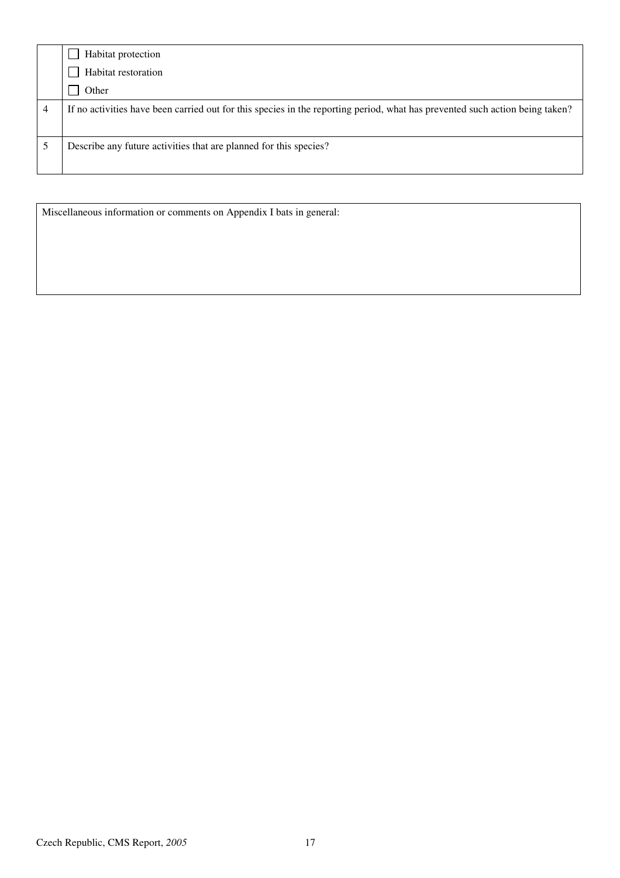| | |
|---|---|
| | ☐ Habitat protection<br>☐ Habitat restoration<br>☐ Other |
| 4 | If no activities have been carried out for this species in the reporting period, what has prevented such action being taken? |
| 5 | Describe any future activities that are planned for this species? |

| Miscellaneous information or comments on Appendix I bats in general: |
|---|
| |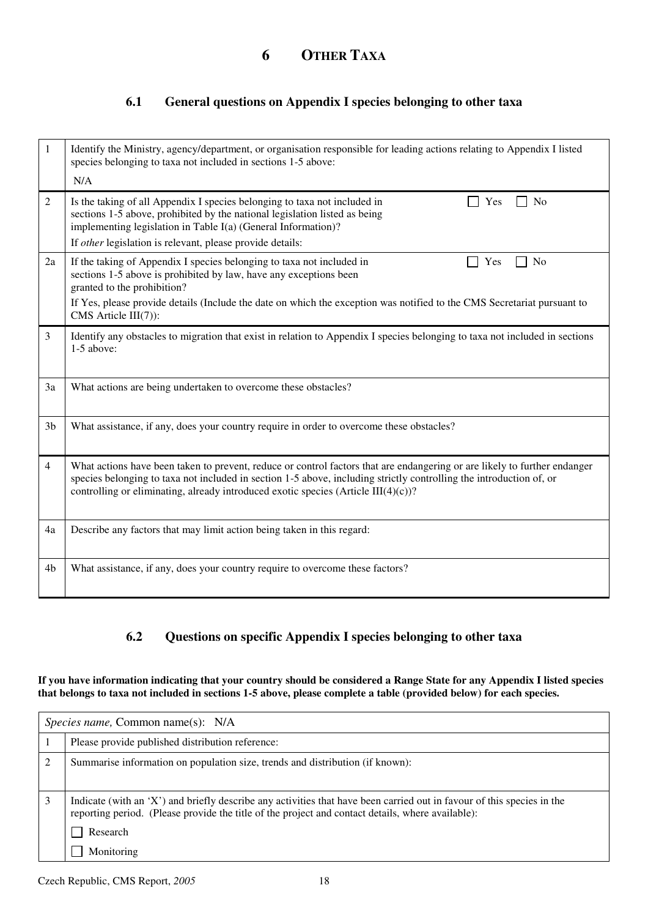# 6 OTHER TAXA

## 6.1 General questions on Appendix I species belonging to other taxa

| | |
|---|---|
| 1 | Identify the Ministry, agency/department, or organisation responsible for leading actions relating to Appendix I listed species belonging to taxa not included in sections 1-5 above:<br>N/A |
| 2 | Is the taking of all Appendix I species belonging to taxa not included in sections 1-5 above, prohibited by the national legislation listed as being implementing legislation in Table I(a) (General Information)? ☐ Yes ☐ No<br>If *other* legislation is relevant, please provide details: |
| 2a | If the taking of Appendix I species belonging to taxa not included in sections 1-5 above is prohibited by law, have any exceptions been granted to the prohibition? ☐ Yes ☐ No<br>If Yes, please provide details (Include the date on which the exception was notified to the CMS Secretariat pursuant to CMS Article III(7)): |
| 3 | Identify any obstacles to migration that exist in relation to Appendix I species belonging to taxa not included in sections 1-5 above: |
| 3a | What actions are being undertaken to overcome these obstacles? |
| 3b | What assistance, if any, does your country require in order to overcome these obstacles? |
| 4 | What actions have been taken to prevent, reduce or control factors that are endangering or are likely to further endanger species belonging to taxa not included in section 1-5 above, including strictly controlling the introduction of, or controlling or eliminating, already introduced exotic species (Article III(4)(c))? |
| 4a | Describe any factors that may limit action being taken in this regard: |
| 4b | What assistance, if any, does your country require to overcome these factors? |

## 6.2 Questions on specific Appendix I species belonging to other taxa

**If you have information indicating that your country should be considered a Range State for any Appendix I listed species that belongs to taxa not included in sections 1-5 above, please complete a table (provided below) for each species.**

| *Species name,* Common name(s): N/A | |
|---|---|
| 1 | Please provide published distribution reference: |
| 2 | Summarise information on population size, trends and distribution (if known): |
| 3 | Indicate (with an 'X') and briefly describe any activities that have been carried out in favour of this species in the reporting period. (Please provide the title of the project and contact details, where available):<br>☐ Research<br>☐ Monitoring |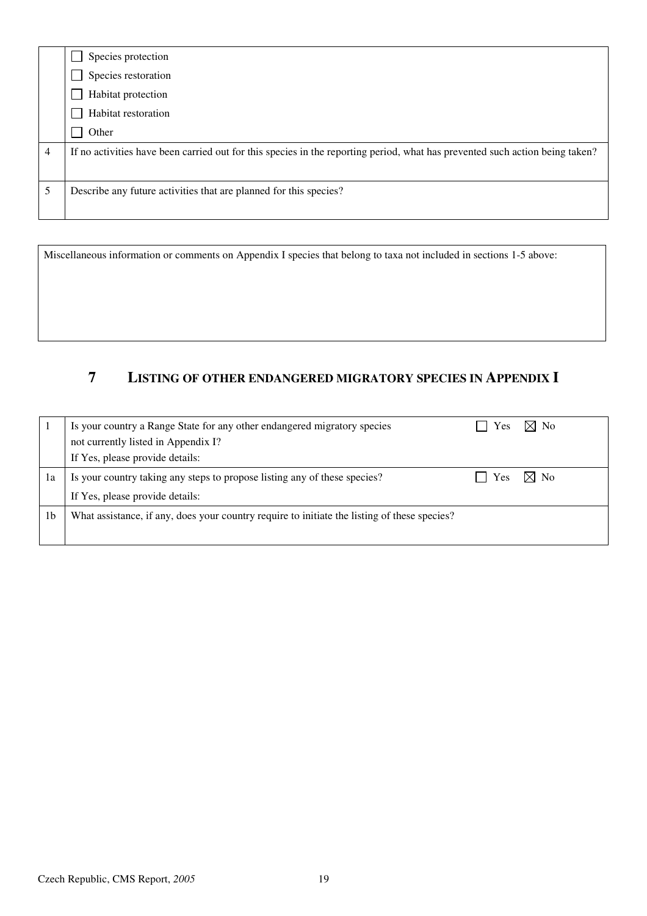| | |
|---|---|
| | ☐ Species protection<br>☐ Species restoration<br>☐ Habitat protection<br>☐ Habitat restoration<br>☐ Other |
| 4 | If no activities have been carried out for this species in the reporting period, what has prevented such action being taken? |
| 5 | Describe any future activities that are planned for this species? |

| |
|---|
| Miscellaneous information or comments on Appendix I species that belong to taxa not included in sections 1-5 above: |

## 7 LISTING OF OTHER ENDANGERED MIGRATORY SPECIES IN APPENDIX I

| | | |
|---|---|---|
| 1 | Is your country a Range State for any other endangered migratory species not currently listed in Appendix I?<br>If Yes, please provide details: | ☐ Yes ☒ No |
| 1a | Is your country taking any steps to propose listing any of these species?<br>If Yes, please provide details: | ☐ Yes ☒ No |
| 1b | What assistance, if any, does your country require to initiate the listing of these species? | |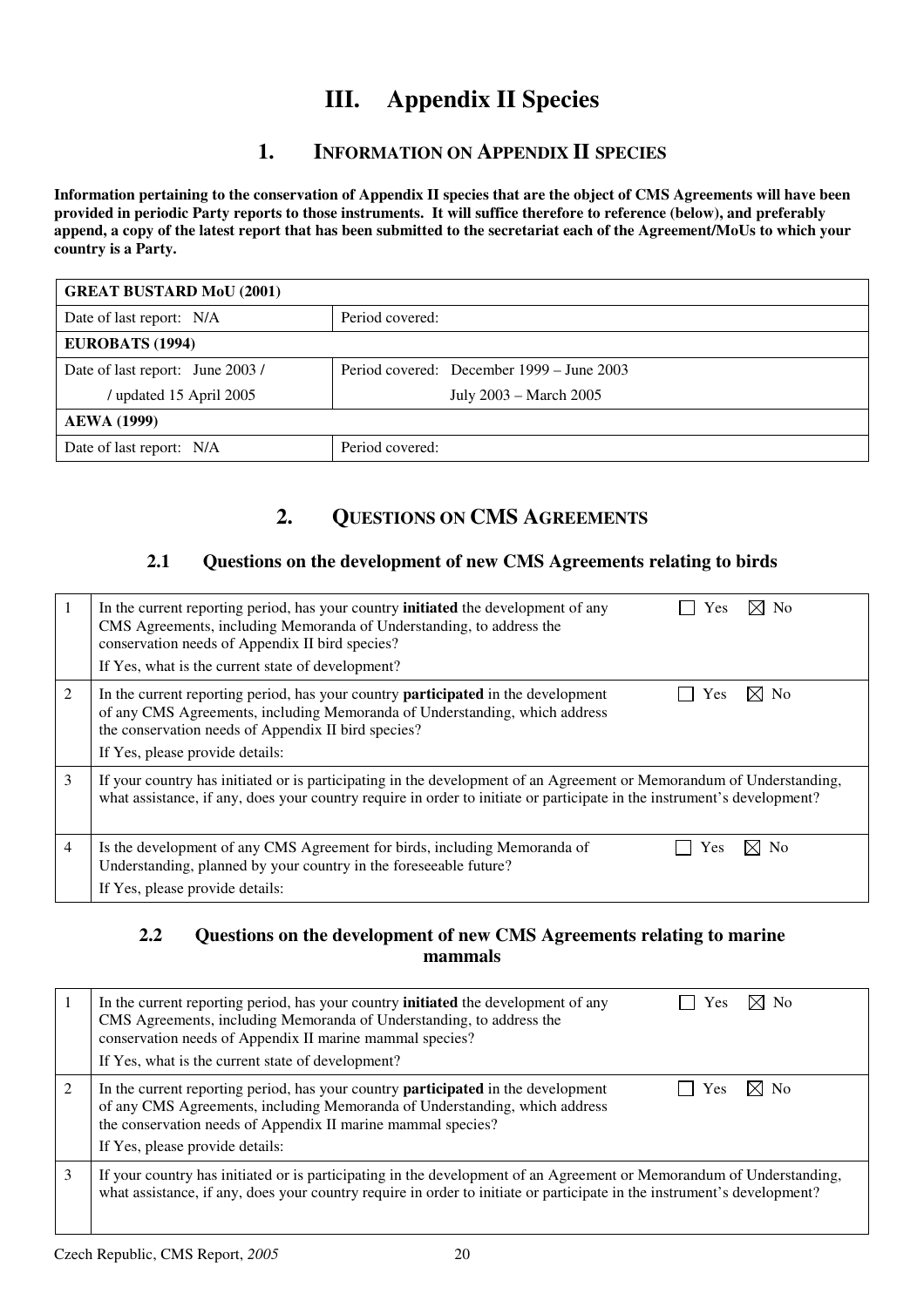# III. Appendix II Species

## 1. INFORMATION ON APPENDIX II SPECIES

**Information pertaining to the conservation of Appendix II species that are the object of CMS Agreements will have been provided in periodic Party reports to those instruments. It will suffice therefore to reference (below), and preferably append, a copy of the latest report that has been submitted to the secretariat each of the Agreement/MoUs to which your country is a Party.**

| **GREAT BUSTARD MoU (2001)** | |
|---|---|
| Date of last report: N/A | Period covered: |
| **EUROBATS (1994)** | |
| Date of last report: June 2003 / | Period covered: December 1999 – June 2003 |
| / updated 15 April 2005 | July 2003 – March 2005 |
| **AEWA (1999)** | |
| Date of last report: N/A | Period covered: |

## 2. QUESTIONS ON CMS AGREEMENTS

### 2.1 Questions on the development of new CMS Agreements relating to birds

| | | |
|---|---|---|
| 1 | In the current reporting period, has your country **initiated** the development of any CMS Agreements, including Memoranda of Understanding, to address the conservation needs of Appendix II bird species?<br>If Yes, what is the current state of development? | ☐ Yes ☒ No |
| 2 | In the current reporting period, has your country **participated** in the development of any CMS Agreements, including Memoranda of Understanding, which address the conservation needs of Appendix II bird species?<br>If Yes, please provide details: | ☐ Yes ☒ No |
| 3 | If your country has initiated or is participating in the development of an Agreement or Memorandum of Understanding, what assistance, if any, does your country require in order to initiate or participate in the instrument's development? | |
| 4 | Is the development of any CMS Agreement for birds, including Memoranda of Understanding, planned by your country in the foreseeable future?<br>If Yes, please provide details: | ☐ Yes ☒ No |

### 2.2 Questions on the development of new CMS Agreements relating to marine mammals

| | | |
|---|---|---|
| 1 | In the current reporting period, has your country **initiated** the development of any CMS Agreements, including Memoranda of Understanding, to address the conservation needs of Appendix II marine mammal species?<br>If Yes, what is the current state of development? | ☐ Yes ☒ No |
| 2 | In the current reporting period, has your country **participated** in the development of any CMS Agreements, including Memoranda of Understanding, which address the conservation needs of Appendix II marine mammal species?<br>If Yes, please provide details: | ☐ Yes ☒ No |
| 3 | If your country has initiated or is participating in the development of an Agreement or Memorandum of Understanding, what assistance, if any, does your country require in order to initiate or participate in the instrument's development? | |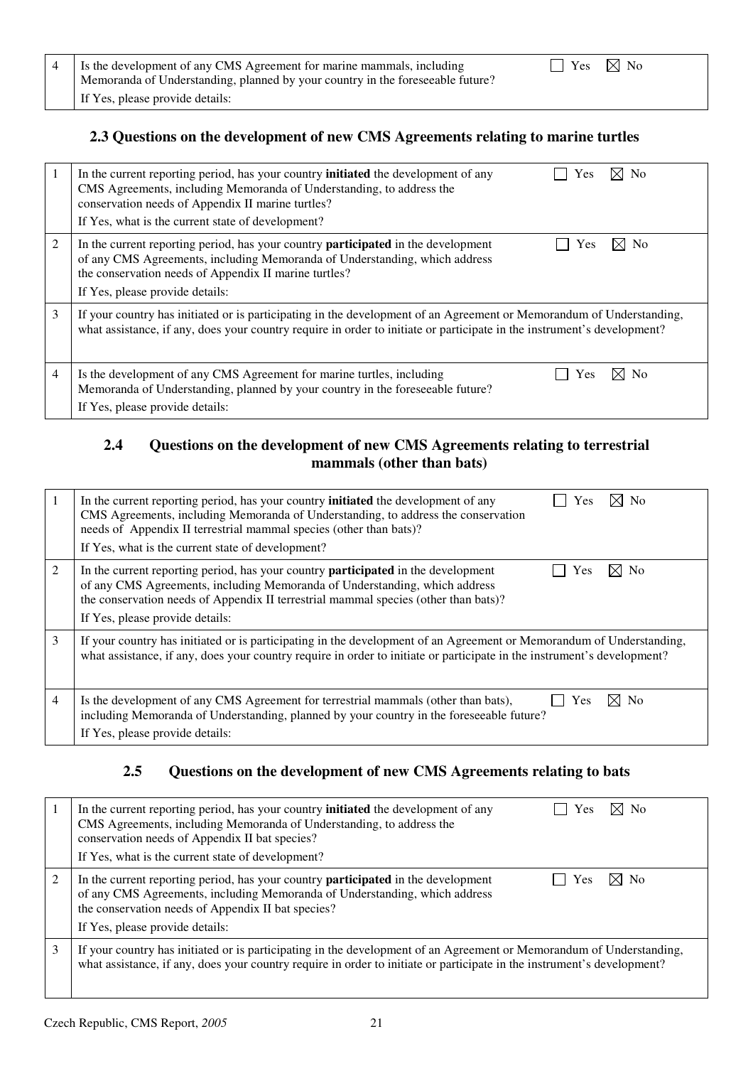| 4 | Is the development of any CMS Agreement for marine mammals, including Memoranda of Understanding, planned by your country in the foreseeable future?<br>If Yes, please provide details: | ☐ Yes ☒ No |
|---|---|---|

### 2.3 Questions on the development of new CMS Agreements relating to marine turtles

| | | |
|---|---|---|
| 1 | In the current reporting period, has your country **initiated** the development of any CMS Agreements, including Memoranda of Understanding, to address the conservation needs of Appendix II marine turtles?<br>If Yes, what is the current state of development? | ☐ Yes ☒ No |
| 2 | In the current reporting period, has your country **participated** in the development of any CMS Agreements, including Memoranda of Understanding, which address the conservation needs of Appendix II marine turtles?<br>If Yes, please provide details: | ☐ Yes ☒ No |
| 3 | If your country has initiated or is participating in the development of an Agreement or Memorandum of Understanding, what assistance, if any, does your country require in order to initiate or participate in the instrument's development? | |
| 4 | Is the development of any CMS Agreement for marine turtles, including Memoranda of Understanding, planned by your country in the foreseeable future?<br>If Yes, please provide details: | ☐ Yes ☒ No |

### 2.4 Questions on the development of new CMS Agreements relating to terrestrial mammals (other than bats)

| | | |
|---|---|---|
| 1 | In the current reporting period, has your country **initiated** the development of any CMS Agreements, including Memoranda of Understanding, to address the conservation needs of Appendix II terrestrial mammal species (other than bats)?<br>If Yes, what is the current state of development? | ☐ Yes ☒ No |
| 2 | In the current reporting period, has your country **participated** in the development of any CMS Agreements, including Memoranda of Understanding, which address the conservation needs of Appendix II terrestrial mammal species (other than bats)?<br>If Yes, please provide details: | ☐ Yes ☒ No |
| 3 | If your country has initiated or is participating in the development of an Agreement or Memorandum of Understanding, what assistance, if any, does your country require in order to initiate or participate in the instrument's development? | |
| 4 | Is the development of any CMS Agreement for terrestrial mammals (other than bats), including Memoranda of Understanding, planned by your country in the foreseeable future?<br>If Yes, please provide details: | ☐ Yes ☒ No |

### 2.5 Questions on the development of new CMS Agreements relating to bats

| | | |
|---|---|---|
| 1 | In the current reporting period, has your country **initiated** the development of any CMS Agreements, including Memoranda of Understanding, to address the conservation needs of Appendix II bat species?<br>If Yes, what is the current state of development? | ☐ Yes ☒ No |
| 2 | In the current reporting period, has your country **participated** in the development of any CMS Agreements, including Memoranda of Understanding, which address the conservation needs of Appendix II bat species?<br>If Yes, please provide details: | ☐ Yes ☒ No |
| 3 | If your country has initiated or is participating in the development of an Agreement or Memorandum of Understanding, what assistance, if any, does your country require in order to initiate or participate in the instrument's development? | |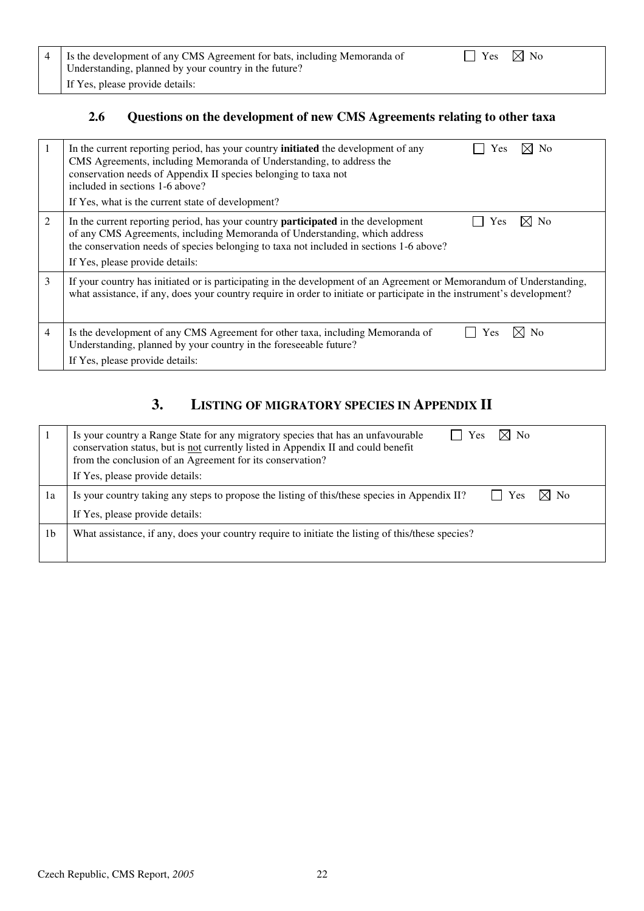| | | |
|---|---|---|
| 4 | Is the development of any CMS Agreement for bats, including Memoranda of Understanding, planned by your country in the future?<br>If Yes, please provide details: | ☐ Yes ☒ No |

### 2.6 Questions on the development of new CMS Agreements relating to other taxa

| | | |
|---|---|---|
| 1 | In the current reporting period, has your country **initiated** the development of any CMS Agreements, including Memoranda of Understanding, to address the conservation needs of Appendix II species belonging to taxa not included in sections 1-6 above?<br>If Yes, what is the current state of development? | ☐ Yes ☒ No |
| 2 | In the current reporting period, has your country **participated** in the development of any CMS Agreements, including Memoranda of Understanding, which address the conservation needs of species belonging to taxa not included in sections 1-6 above?<br>If Yes, please provide details: | ☐ Yes ☒ No |
| 3 | If your country has initiated or is participating in the development of an Agreement or Memorandum of Understanding, what assistance, if any, does your country require in order to initiate or participate in the instrument's development? | |
| 4 | Is the development of any CMS Agreement for other taxa, including Memoranda of Understanding, planned by your country in the foreseeable future?<br>If Yes, please provide details: | ☐ Yes ☒ No |

## 3. LISTING OF MIGRATORY SPECIES IN APPENDIX II

| | | |
|---|---|---|
| 1 | Is your country a Range State for any migratory species that has an unfavourable conservation status, but is not currently listed in Appendix II and could benefit from the conclusion of an Agreement for its conservation?<br>If Yes, please provide details: | ☐ Yes ☒ No |
| 1a | Is your country taking any steps to propose the listing of this/these species in Appendix II?<br>If Yes, please provide details: | ☐ Yes ☒ No |
| 1b | What assistance, if any, does your country require to initiate the listing of this/these species? | |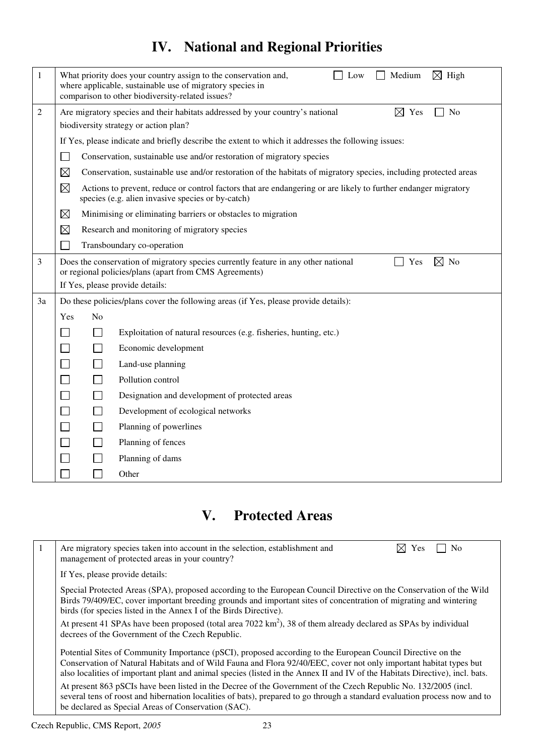# IV. National and Regional Priorities

| | | |
|---|---|---|
| 1 | What priority does your country assign to the conservation and, where applicable, sustainable use of migratory species in comparison to other biodiversity-related issues? | ☐ Low ☐ Medium ☒ High |
| 2 | Are migratory species and their habitats addressed by your country's national biodiversity strategy or action plan? | ☒ Yes ☐ No |
| | If Yes, please indicate and briefly describe the extent to which it addresses the following issues:<br>☐ Conservation, sustainable use and/or restoration of migratory species<br>☒ Conservation, sustainable use and/or restoration of the habitats of migratory species, including protected areas<br>☒ Actions to prevent, reduce or control factors that are endangering or are likely to further endanger migratory species (e.g. alien invasive species or by-catch)<br>☒ Minimising or eliminating barriers or obstacles to migration<br>☒ Research and monitoring of migratory species<br>☐ Transboundary co-operation | |
| 3 | Does the conservation of migratory species currently feature in any other national or regional policies/plans (apart from CMS Agreements)<br>If Yes, please provide details: | ☐ Yes ☒ No |
| 3a | Do these policies/plans cover the following areas (if Yes, please provide details): | |

| Yes | No | |
|---|---|---|
| ☐ | ☐ | Exploitation of natural resources (e.g. fisheries, hunting, etc.) |
| ☐ | ☐ | Economic development |
| ☐ | ☐ | Land-use planning |
| ☐ | ☐ | Pollution control |
| ☐ | ☐ | Designation and development of protected areas |
| ☐ | ☐ | Development of ecological networks |
| ☐ | ☐ | Planning of powerlines |
| ☐ | ☐ | Planning of fences |
| ☐ | ☐ | Planning of dams |
| ☐ | ☐ | Other |

# V. Protected Areas

| | | |
|---|---|---|
| 1 | Are migratory species taken into account in the selection, establishment and management of protected areas in your country? | ☒ Yes ☐ No |

If Yes, please provide details:

Special Protected Areas (SPA), proposed according to the European Council Directive on the Conservation of the Wild Birds 79/409/EC, cover important breeding grounds and important sites of concentration of migrating and wintering birds (for species listed in the Annex I of the Birds Directive).

At present 41 SPAs have been proposed (total area 7022 km$^2$), 38 of them already declared as SPAs by individual decrees of the Government of the Czech Republic.

Potential Sites of Community Importance (pSCI), proposed according to the European Council Directive on the Conservation of Natural Habitats and of Wild Fauna and Flora 92/40/EEC, cover not only important habitat types but also localities of important plant and animal species (listed in the Annex II and IV of the Habitats Directive), incl. bats.

At present 863 pSCIs have been listed in the Decree of the Government of the Czech Republic No. 132/2005 (incl. several tens of roost and hibernation localities of bats), prepared to go through a standard evaluation process now and to be declared as Special Areas of Conservation (SAC).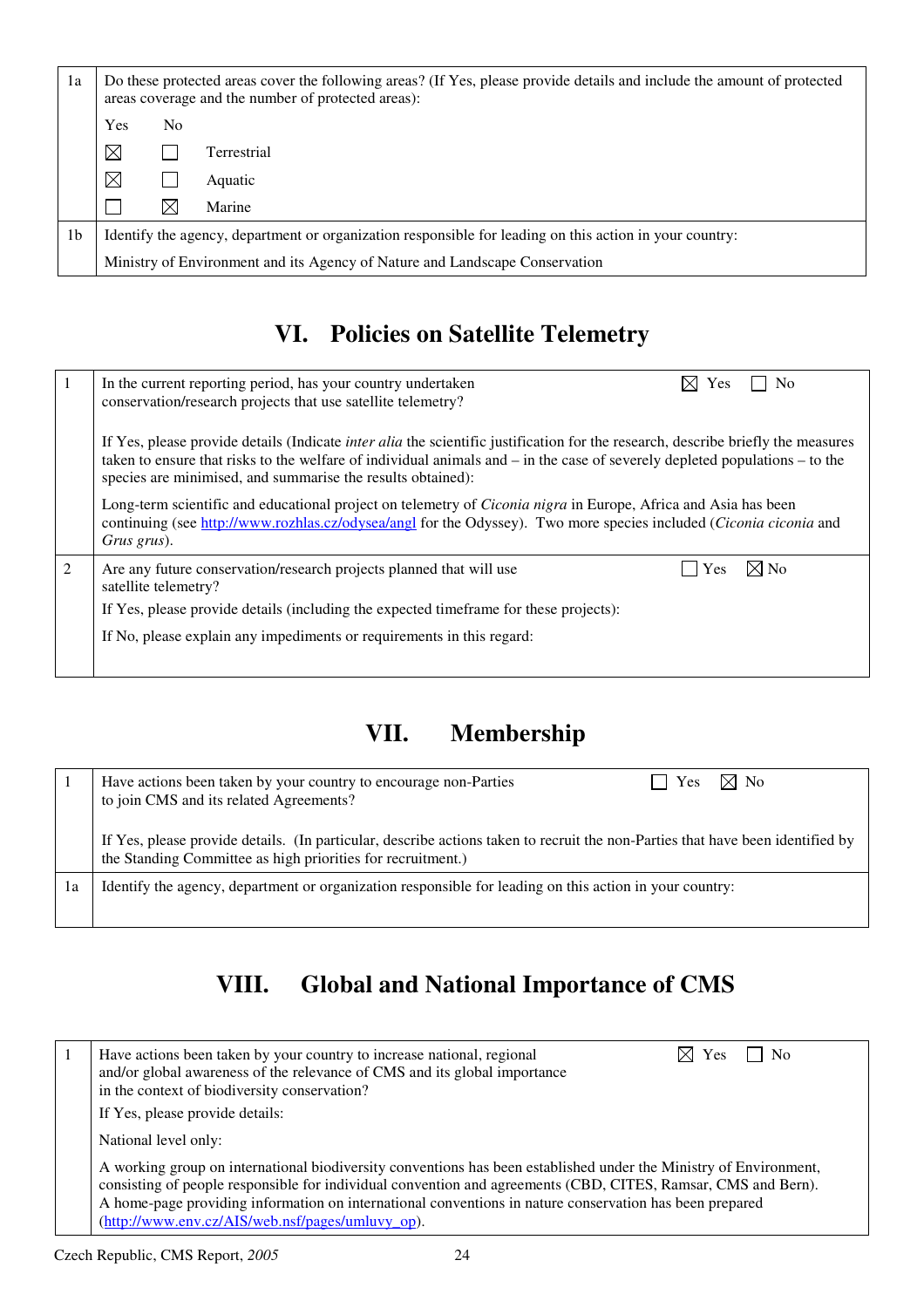| | |
|---|---|
| 1a | Do these protected areas cover the following areas? (If Yes, please provide details and include the amount of protected areas coverage and the number of protected areas):<br>Yes No<br>☒ ☐ Terrestrial<br>☒ ☐ Aquatic<br>☐ ☒ Marine |
| 1b | Identify the agency, department or organization responsible for leading on this action in your country:<br>Ministry of Environment and its Agency of Nature and Landscape Conservation |

## VI. Policies on Satellite Telemetry

| | |
|---|---|
| 1 | In the current reporting period, has your country undertaken conservation/research projects that use satellite telemetry? ☒ Yes ☐ No<br><br>If Yes, please provide details (Indicate *inter alia* the scientific justification for the research, describe briefly the measures taken to ensure that risks to the welfare of individual animals and – in the case of severely depleted populations – to the species are minimised, and summarise the results obtained):<br><br>Long-term scientific and educational project on telemetry of *Ciconia nigra* in Europe, Africa and Asia has been continuing (see http://www.rozhlas.cz/odysea/angl for the Odyssey). Two more species included (*Ciconia ciconia* and *Grus grus*). |
| 2 | Are any future conservation/research projects planned that will use satellite telemetry? ☐ Yes ☒ No<br>If Yes, please provide details (including the expected timeframe for these projects):<br>If No, please explain any impediments or requirements in this regard: |

## VII. Membership

| | |
|---|---|
| 1 | Have actions been taken by your country to encourage non-Parties to join CMS and its related Agreements? ☐ Yes ☒ No<br><br>If Yes, please provide details. (In particular, describe actions taken to recruit the non-Parties that have been identified by the Standing Committee as high priorities for recruitment.) |
| 1a | Identify the agency, department or organization responsible for leading on this action in your country: |

## VIII. Global and National Importance of CMS

| | |
|---|---|
| 1 | Have actions been taken by your country to increase national, regional and/or global awareness of the relevance of CMS and its global importance in the context of biodiversity conservation? ☒ Yes ☐ No<br>If Yes, please provide details:<br>National level only:<br>A working group on international biodiversity conventions has been established under the Ministry of Environment, consisting of people responsible for individual convention and agreements (CBD, CITES, Ramsar, CMS and Bern). A home-page providing information on international conventions in nature conservation has been prepared (http://www.env.cz/AIS/web.nsf/pages/umluvy_op). |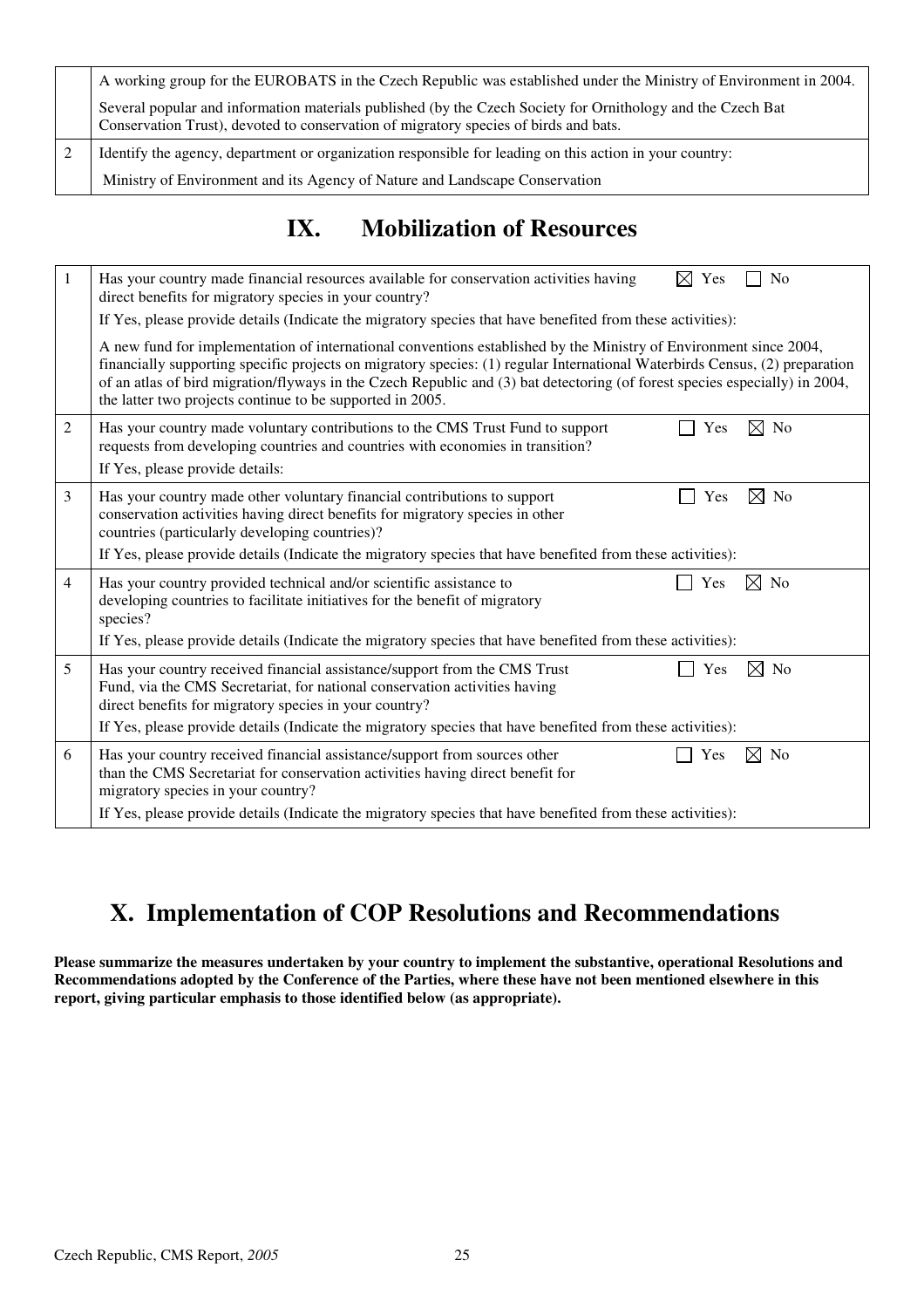| | |
|---|---|
| | A working group for the EUROBATS in the Czech Republic was established under the Ministry of Environment in 2004.<br><br>Several popular and information materials published (by the Czech Society for Ornithology and the Czech Bat Conservation Trust), devoted to conservation of migratory species of birds and bats. |
| 2 | Identify the agency, department or organization responsible for leading on this action in your country:<br><br>Ministry of Environment and its Agency of Nature and Landscape Conservation |

# IX. Mobilization of Resources

| | | |
|---|---|---|
| 1 | Has your country made financial resources available for conservation activities having direct benefits for migratory species in your country?<br><br>If Yes, please provide details (Indicate the migratory species that have benefited from these activities):<br><br>A new fund for implementation of international conventions established by the Ministry of Environment since 2004, financially supporting specific projects on migratory species: (1) regular International Waterbirds Census, (2) preparation of an atlas of bird migration/flyways in the Czech Republic and (3) bat detectoring (of forest species especially) in 2004, the latter two projects continue to be supported in 2005. | ☒ Yes ☐ No |
| 2 | Has your country made voluntary contributions to the CMS Trust Fund to support requests from developing countries and countries with economies in transition?<br><br>If Yes, please provide details: | ☐ Yes ☒ No |
| 3 | Has your country made other voluntary financial contributions to support conservation activities having direct benefits for migratory species in other countries (particularly developing countries)?<br><br>If Yes, please provide details (Indicate the migratory species that have benefited from these activities): | ☐ Yes ☒ No |
| 4 | Has your country provided technical and/or scientific assistance to developing countries to facilitate initiatives for the benefit of migratory species?<br><br>If Yes, please provide details (Indicate the migratory species that have benefited from these activities): | ☐ Yes ☒ No |
| 5 | Has your country received financial assistance/support from the CMS Trust Fund, via the CMS Secretariat, for national conservation activities having direct benefits for migratory species in your country?<br><br>If Yes, please provide details (Indicate the migratory species that have benefited from these activities): | ☐ Yes ☒ No |
| 6 | Has your country received financial assistance/support from sources other than the CMS Secretariat for conservation activities having direct benefit for migratory species in your country?<br><br>If Yes, please provide details (Indicate the migratory species that have benefited from these activities): | ☐ Yes ☒ No |

# X. Implementation of COP Resolutions and Recommendations

**Please summarize the measures undertaken by your country to implement the substantive, operational Resolutions and Recommendations adopted by the Conference of the Parties, where these have not been mentioned elsewhere in this report, giving particular emphasis to those identified below (as appropriate).**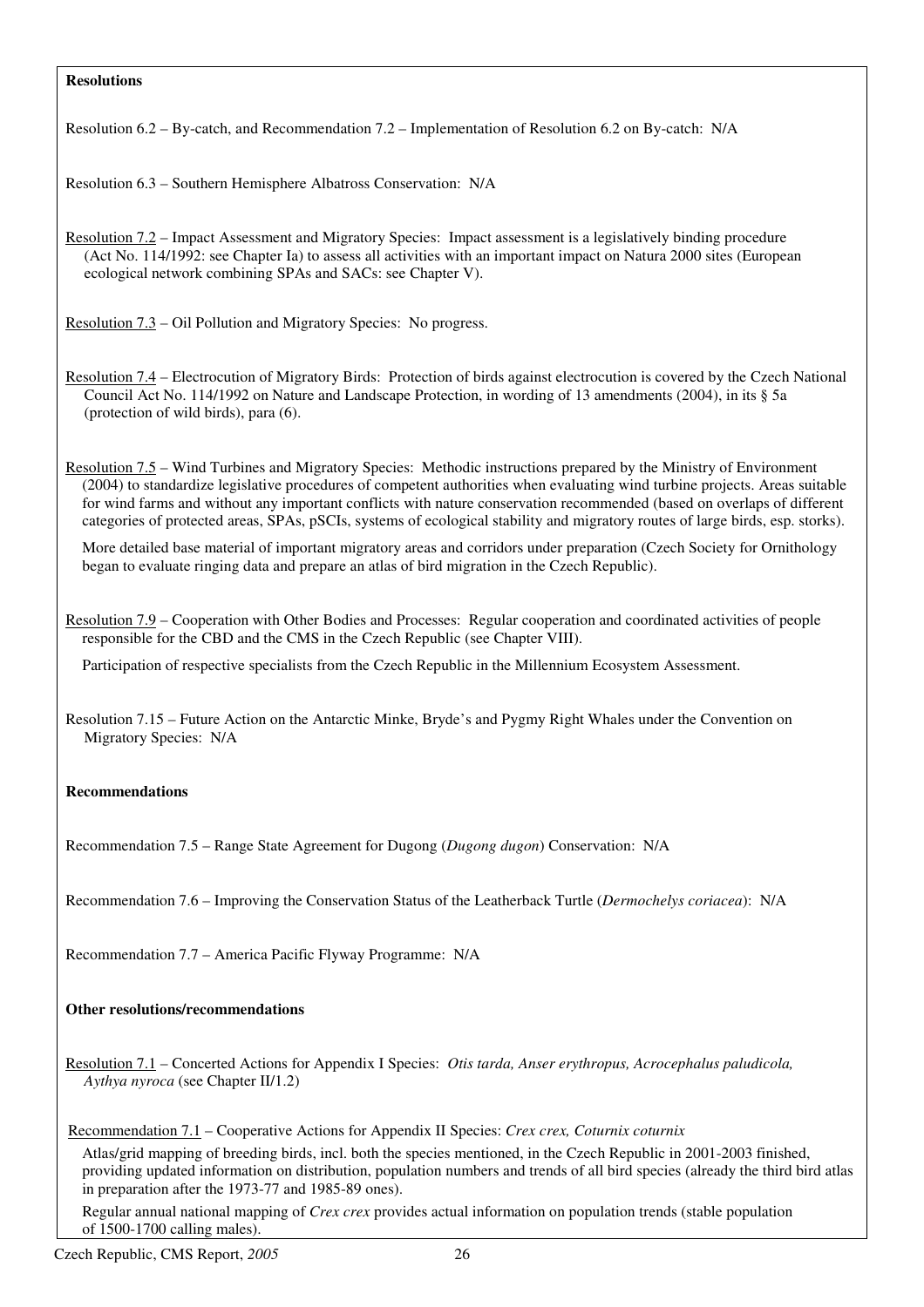**Resolutions**

Resolution 6.2 – By-catch, and Recommendation 7.2 – Implementation of Resolution 6.2 on By-catch: N/A

Resolution 6.3 – Southern Hemisphere Albatross Conservation: N/A

Resolution 7.2 – Impact Assessment and Migratory Species: Impact assessment is a legislatively binding procedure (Act No. 114/1992: see Chapter Ia) to assess all activities with an important impact on Natura 2000 sites (European ecological network combining SPAs and SACs: see Chapter V).

Resolution 7.3 – Oil Pollution and Migratory Species: No progress.

Resolution 7.4 – Electrocution of Migratory Birds: Protection of birds against electrocution is covered by the Czech National Council Act No. 114/1992 on Nature and Landscape Protection, in wording of 13 amendments (2004), in its § 5a (protection of wild birds), para (6).

Resolution 7.5 – Wind Turbines and Migratory Species: Methodic instructions prepared by the Ministry of Environment (2004) to standardize legislative procedures of competent authorities when evaluating wind turbine projects. Areas suitable for wind farms and without any important conflicts with nature conservation recommended (based on overlaps of different categories of protected areas, SPAs, pSCIs, systems of ecological stability and migratory routes of large birds, esp. storks).

More detailed base material of important migratory areas and corridors under preparation (Czech Society for Ornithology began to evaluate ringing data and prepare an atlas of bird migration in the Czech Republic).

Resolution 7.9 – Cooperation with Other Bodies and Processes: Regular cooperation and coordinated activities of people responsible for the CBD and the CMS in the Czech Republic (see Chapter VIII).

Participation of respective specialists from the Czech Republic in the Millennium Ecosystem Assessment.

Resolution 7.15 – Future Action on the Antarctic Minke, Bryde's and Pygmy Right Whales under the Convention on Migratory Species: N/A

**Recommendations**

Recommendation 7.5 – Range State Agreement for Dugong (*Dugong dugon*) Conservation: N/A

Recommendation 7.6 – Improving the Conservation Status of the Leatherback Turtle (*Dermochelys coriacea*): N/A

Recommendation 7.7 – America Pacific Flyway Programme: N/A

**Other resolutions/recommendations**

Resolution 7.1 – Concerted Actions for Appendix I Species: *Otis tarda, Anser erythropus, Acrocephalus paludicola, Aythya nyroca* (see Chapter II/1.2)

Recommendation 7.1 – Cooperative Actions for Appendix II Species: *Crex crex, Coturnix coturnix*

Atlas/grid mapping of breeding birds, incl. both the species mentioned, in the Czech Republic in 2001-2003 finished, providing updated information on distribution, population numbers and trends of all bird species (already the third bird atlas in preparation after the 1973-77 and 1985-89 ones).

Regular annual national mapping of *Crex crex* provides actual information on population trends (stable population of 1500-1700 calling males).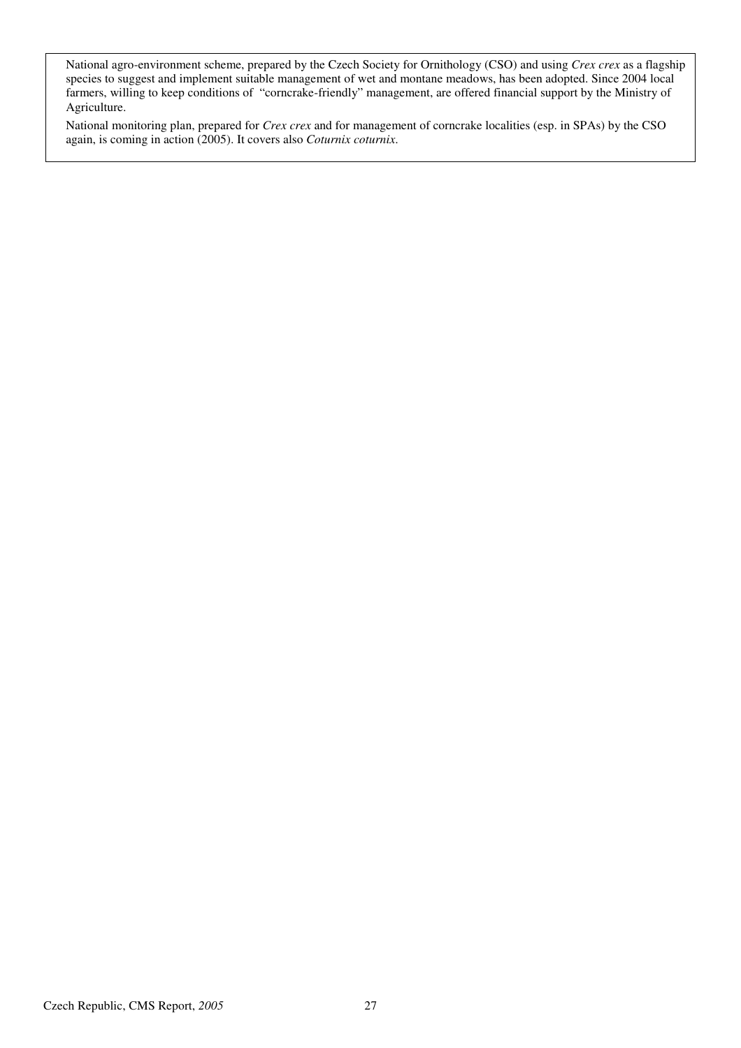National agro-environment scheme, prepared by the Czech Society for Ornithology (CSO) and using *Crex crex* as a flagship species to suggest and implement suitable management of wet and montane meadows, has been adopted. Since 2004 local farmers, willing to keep conditions of "corncrake-friendly" management, are offered financial support by the Ministry of Agriculture.

National monitoring plan, prepared for *Crex crex* and for management of corncrake localities (esp. in SPAs) by the CSO again, is coming in action (2005). It covers also *Coturnix coturnix*.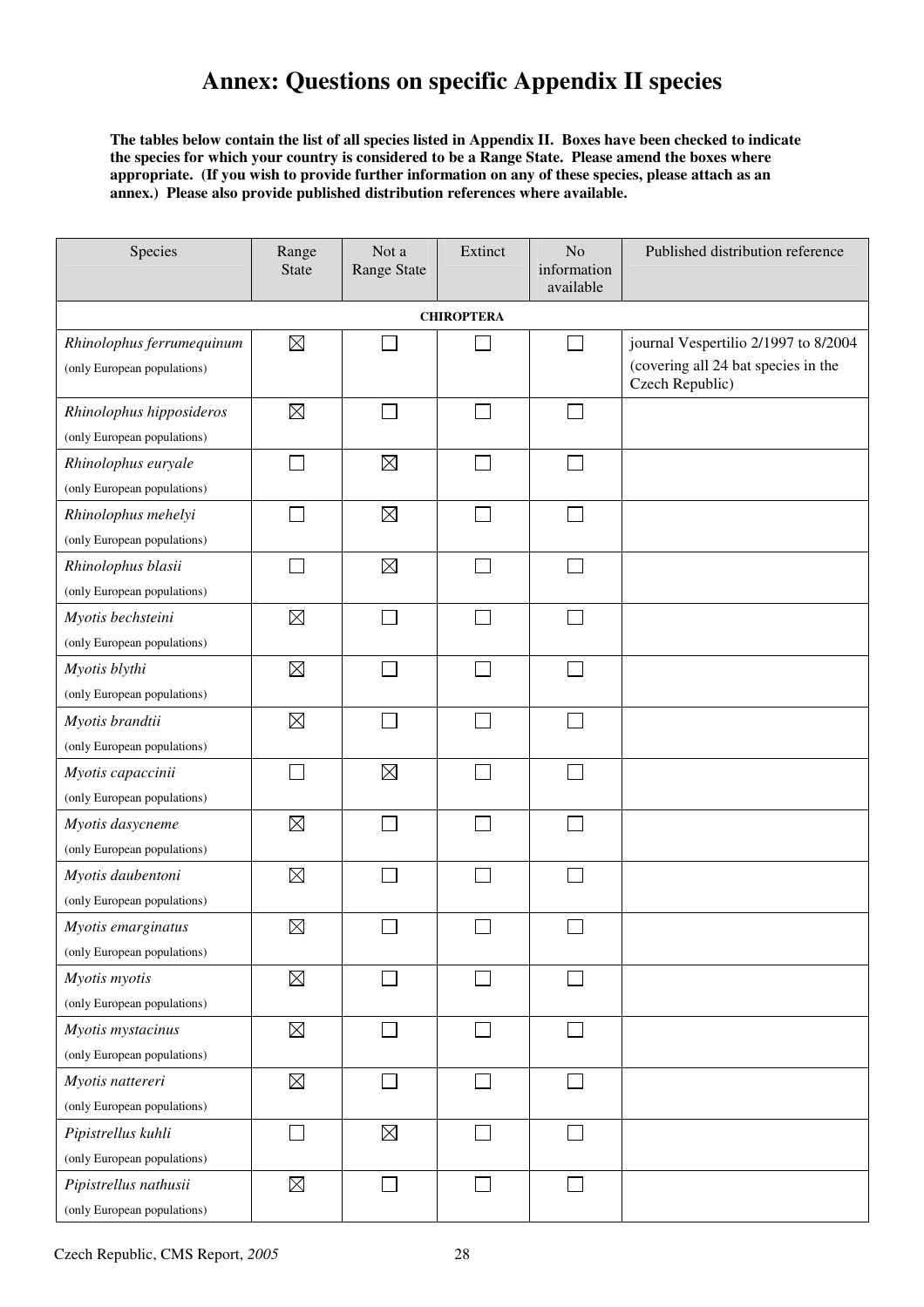# Annex: Questions on specific Appendix II species

**The tables below contain the list of all species listed in Appendix II. Boxes have been checked to indicate the species for which your country is considered to be a Range State. Please amend the boxes where appropriate. (If you wish to provide further information on any of these species, please attach as an annex.) Please also provide published distribution references where available.**

| Species | Range State | Not a Range State | Extinct | No information available | Published distribution reference |
|---|---|---|---|---|---|
| **CHIROPTERA** | | | | | |
| *Rhinolophus ferrumequinum* (only European populations) | ☒ | ☐ | ☐ | ☐ | journal Vespertilio 2/1997 to 8/2004 (covering all 24 bat species in the Czech Republic) |
| *Rhinolophus hipposideros* (only European populations) | ☒ | ☐ | ☐ | ☐ | |
| *Rhinolophus euryale* (only European populations) | ☐ | ☒ | ☐ | ☐ | |
| *Rhinolophus mehelyi* (only European populations) | ☐ | ☒ | ☐ | ☐ | |
| *Rhinolophus blasii* (only European populations) | ☐ | ☒ | ☐ | ☐ | |
| *Myotis bechsteini* (only European populations) | ☒ | ☐ | ☐ | ☐ | |
| *Myotis blythi* (only European populations) | ☒ | ☐ | ☐ | ☐ | |
| *Myotis brandtii* (only European populations) | ☒ | ☐ | ☐ | ☐ | |
| *Myotis capaccinii* (only European populations) | ☐ | ☒ | ☐ | ☐ | |
| *Myotis dasycneme* (only European populations) | ☒ | ☐ | ☐ | ☐ | |
| *Myotis daubentoni* (only European populations) | ☒ | ☐ | ☐ | ☐ | |
| *Myotis emarginatus* (only European populations) | ☒ | ☐ | ☐ | ☐ | |
| *Myotis myotis* (only European populations) | ☒ | ☐ | ☐ | ☐ | |
| *Myotis mystacinus* (only European populations) | ☒ | ☐ | ☐ | ☐ | |
| *Myotis nattereri* (only European populations) | ☒ | ☐ | ☐ | ☐ | |
| *Pipistrellus kuhli* (only European populations) | ☐ | ☒ | ☐ | ☐ | |
| *Pipistrellus nathusii* (only European populations) | ☒ | ☐ | ☐ | ☐ | |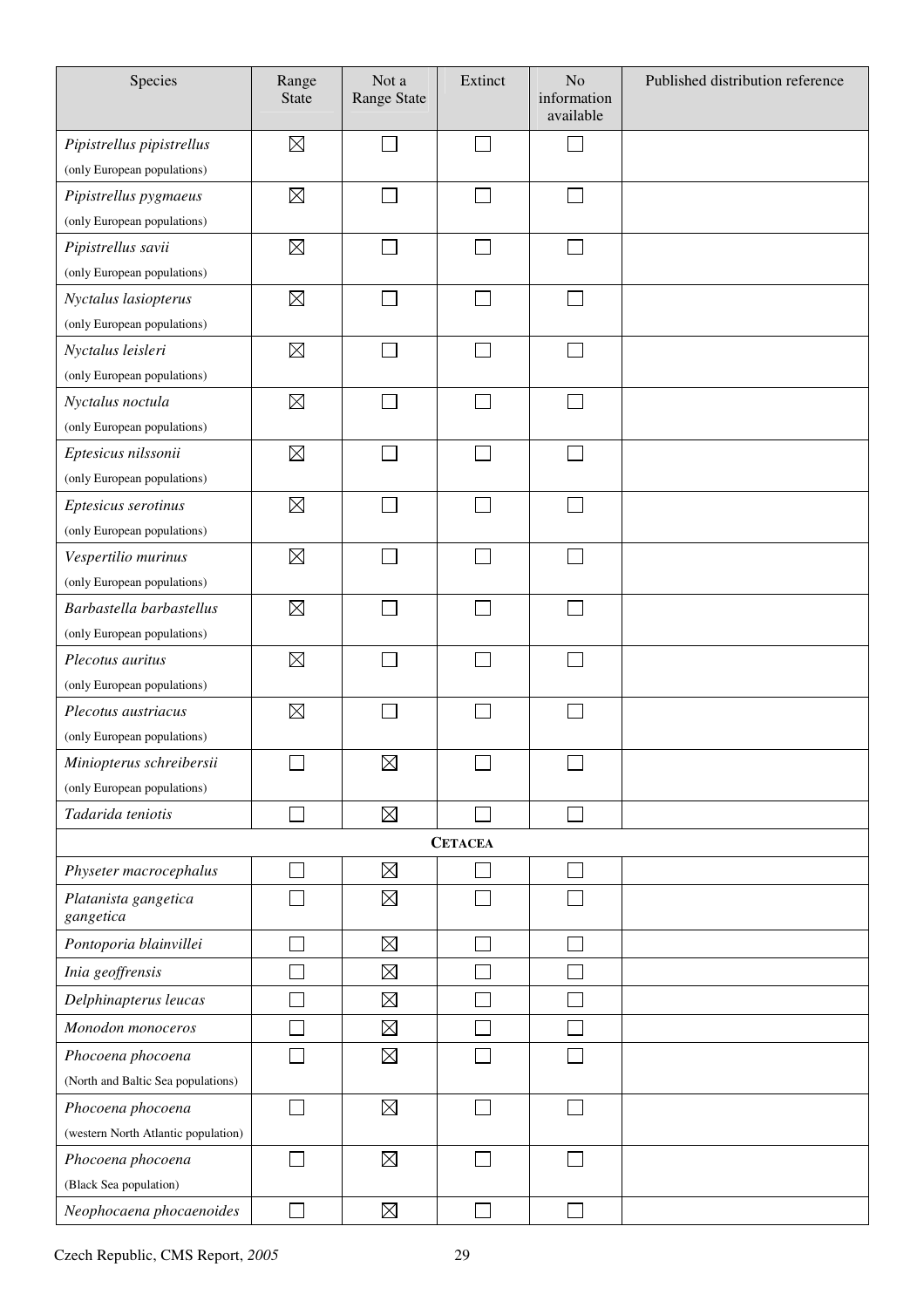| Species | Range State | Not a Range State | Extinct | No information available | Published distribution reference |
|---|---|---|---|---|---|
| *Pipistrellus pipistrellus* (only European populations) | ☒ | ☐ | ☐ | ☐ | |
| *Pipistrellus pygmaeus* (only European populations) | ☒ | ☐ | ☐ | ☐ | |
| *Pipistrellus savii* (only European populations) | ☒ | ☐ | ☐ | ☐ | |
| *Nyctalus lasiopterus* (only European populations) | ☒ | ☐ | ☐ | ☐ | |
| *Nyctalus leisleri* (only European populations) | ☒ | ☐ | ☐ | ☐ | |
| *Nyctalus noctula* (only European populations) | ☒ | ☐ | ☐ | ☐ | |
| *Eptesicus nilssonii* (only European populations) | ☒ | ☐ | ☐ | ☐ | |
| *Eptesicus serotinus* (only European populations) | ☒ | ☐ | ☐ | ☐ | |
| *Vespertilio murinus* (only European populations) | ☒ | ☐ | ☐ | ☐ | |
| *Barbastella barbastellus* (only European populations) | ☒ | ☐ | ☐ | ☐ | |
| *Plecotus auritus* (only European populations) | ☒ | ☐ | ☐ | ☐ | |
| *Plecotus austriacus* (only European populations) | ☒ | ☐ | ☐ | ☐ | |
| *Miniopterus schreibersii* (only European populations) | ☐ | ☒ | ☐ | ☐ | |
| *Tadarida teniotis* | ☐ | ☒ | ☐ | ☐ | |
| **CETACEA** | | | | | |
| *Physeter macrocephalus* | ☐ | ☒ | ☐ | ☐ | |
| *Platanista gangetica gangetica* | ☐ | ☒ | ☐ | ☐ | |
| *Pontoporia blainvillei* | ☐ | ☒ | ☐ | ☐ | |
| *Inia geoffrensis* | ☐ | ☒ | ☐ | ☐ | |
| *Delphinapterus leucas* | ☐ | ☒ | ☐ | ☐ | |
| *Monodon monoceros* | ☐ | ☒ | ☐ | ☐ | |
| *Phocoena phocoena* (North and Baltic Sea populations) | ☐ | ☒ | ☐ | ☐ | |
| *Phocoena phocoena* (western North Atlantic population) | ☐ | ☒ | ☐ | ☐ | |
| *Phocoena phocoena* (Black Sea population) | ☐ | ☒ | ☐ | ☐ | |
| *Neophocaena phocaenoides* | ☐ | ☒ | ☐ | ☐ | |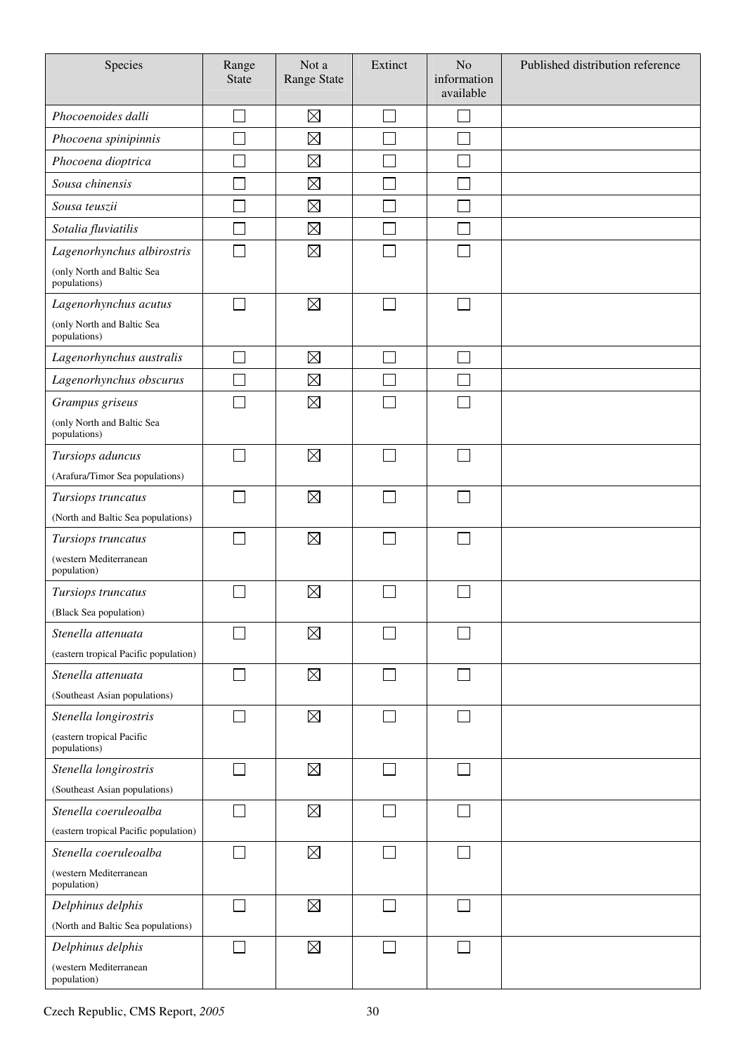| Species | Range State | Not a Range State | Extinct | No information available | Published distribution reference |
|---|---|---|---|---|---|
| *Phocoenoides dalli* | ☐ | ☒ | ☐ | ☐ | |
| *Phocoena spinipinnis* | ☐ | ☒ | ☐ | ☐ | |
| *Phocoena dioptrica* | ☐ | ☒ | ☐ | ☐ | |
| *Sousa chinensis* | ☐ | ☒ | ☐ | ☐ | |
| *Sousa teuszii* | ☐ | ☒ | ☐ | ☐ | |
| *Sotalia fluviatilis* | ☐ | ☒ | ☐ | ☐ | |
| *Lagenorhynchus albirostris* (only North and Baltic Sea populations) | ☐ | ☒ | ☐ | ☐ | |
| *Lagenorhynchus acutus* (only North and Baltic Sea populations) | ☐ | ☒ | ☐ | ☐ | |
| *Lagenorhynchus australis* | ☐ | ☒ | ☐ | ☐ | |
| *Lagenorhynchus obscurus* | ☐ | ☒ | ☐ | ☐ | |
| *Grampus griseus* (only North and Baltic Sea populations) | ☐ | ☒ | ☐ | ☐ | |
| *Tursiops aduncus* (Arafura/Timor Sea populations) | ☐ | ☒ | ☐ | ☐ | |
| *Tursiops truncatus* (North and Baltic Sea populations) | ☐ | ☒ | ☐ | ☐ | |
| *Tursiops truncatus* (western Mediterranean population) | ☐ | ☒ | ☐ | ☐ | |
| *Tursiops truncatus* (Black Sea population) | ☐ | ☒ | ☐ | ☐ | |
| *Stenella attenuata* (eastern tropical Pacific population) | ☐ | ☒ | ☐ | ☐ | |
| *Stenella attenuata* (Southeast Asian populations) | ☐ | ☒ | ☐ | ☐ | |
| *Stenella longirostris* (eastern tropical Pacific populations) | ☐ | ☒ | ☐ | ☐ | |
| *Stenella longirostris* (Southeast Asian populations) | ☐ | ☒ | ☐ | ☐ | |
| *Stenella coeruleoalba* (eastern tropical Pacific population) | ☐ | ☒ | ☐ | ☐ | |
| *Stenella coeruleoalba* (western Mediterranean population) | ☐ | ☒ | ☐ | ☐ | |
| *Delphinus delphis* (North and Baltic Sea populations) | ☐ | ☒ | ☐ | ☐ | |
| *Delphinus delphis* (western Mediterranean population) | ☐ | ☒ | ☐ | ☐ | |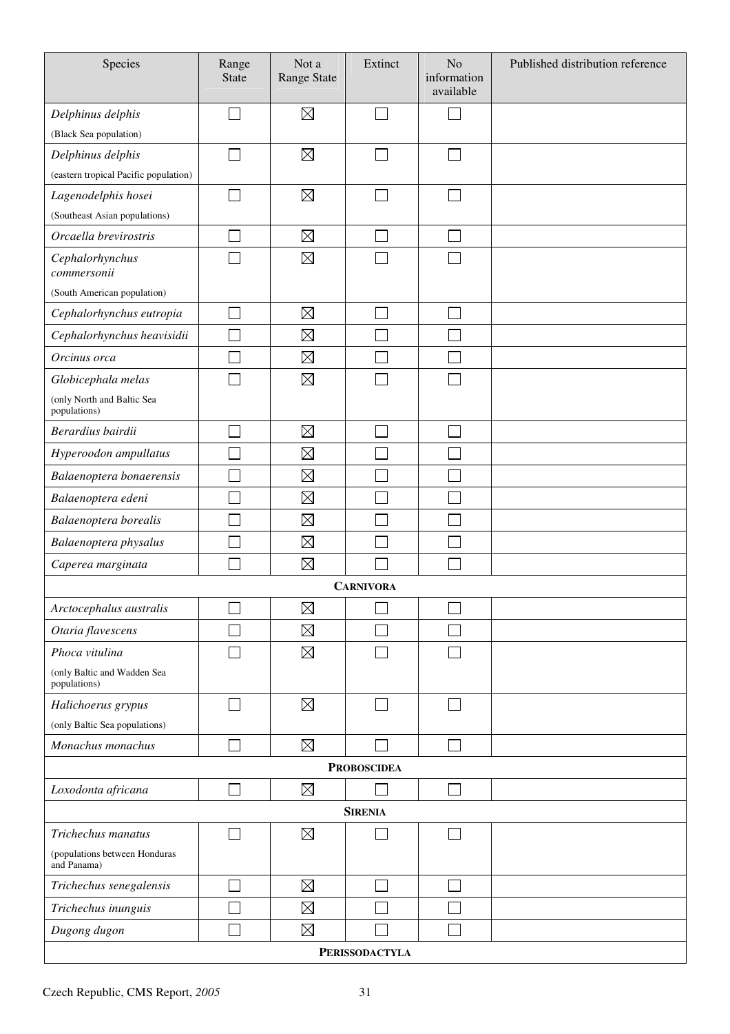| Species | Range State | Not a Range State | Extinct | No information available | Published distribution reference |
|---|---|---|---|---|---|
| *Delphinus delphis* (Black Sea population) | ☐ | ☒ | ☐ | ☐ | |
| *Delphinus delphis* (eastern tropical Pacific population) | ☐ | ☒ | ☐ | ☐ | |
| *Lagenodelphis hosei* (Southeast Asian populations) | ☐ | ☒ | ☐ | ☐ | |
| *Orcaella brevirostris* | ☐ | ☒ | ☐ | ☐ | |
| *Cephalorhynchus commersonii* (South American population) | ☐ | ☒ | ☐ | ☐ | |
| *Cephalorhynchus eutropia* | ☐ | ☒ | ☐ | ☐ | |
| *Cephalorhynchus heavisidii* | ☐ | ☒ | ☐ | ☐ | |
| *Orcinus orca* | ☐ | ☒ | ☐ | ☐ | |
| *Globicephala melas* (only North and Baltic Sea populations) | ☐ | ☒ | ☐ | ☐ | |
| *Berardius bairdii* | ☐ | ☒ | ☐ | ☐ | |
| *Hyperoodon ampullatus* | ☐ | ☒ | ☐ | ☐ | |
| *Balaenoptera bonaerensis* | ☐ | ☒ | ☐ | ☐ | |
| *Balaenoptera edeni* | ☐ | ☒ | ☐ | ☐ | |
| *Balaenoptera borealis* | ☐ | ☒ | ☐ | ☐ | |
| *Balaenoptera physalus* | ☐ | ☒ | ☐ | ☐ | |
| *Caperea marginata* | ☐ | ☒ | ☐ | ☐ | |
| **CARNIVORA** | | | | | |
| *Arctocephalus australis* | ☐ | ☒ | ☐ | ☐ | |
| *Otaria flavescens* | ☐ | ☒ | ☐ | ☐ | |
| *Phoca vitulina* (only Baltic and Wadden Sea populations) | ☐ | ☒ | ☐ | ☐ | |
| *Halichoerus grypus* (only Baltic Sea populations) | ☐ | ☒ | ☐ | ☐ | |
| *Monachus monachus* | ☐ | ☒ | ☐ | ☐ | |
| **PROBOSCIDEA** | | | | | |
| *Loxodonta africana* | ☐ | ☒ | ☐ | ☐ | |
| **SIRENIA** | | | | | |
| *Trichechus manatus* (populations between Honduras and Panama) | ☐ | ☒ | ☐ | ☐ | |
| *Trichechus senegalensis* | ☐ | ☒ | ☐ | ☐ | |
| *Trichechus inunguis* | ☐ | ☒ | ☐ | ☐ | |
| *Dugong dugon* | ☐ | ☒ | ☐ | ☐ | |
| **PERISSODACTYLA** | | | | | |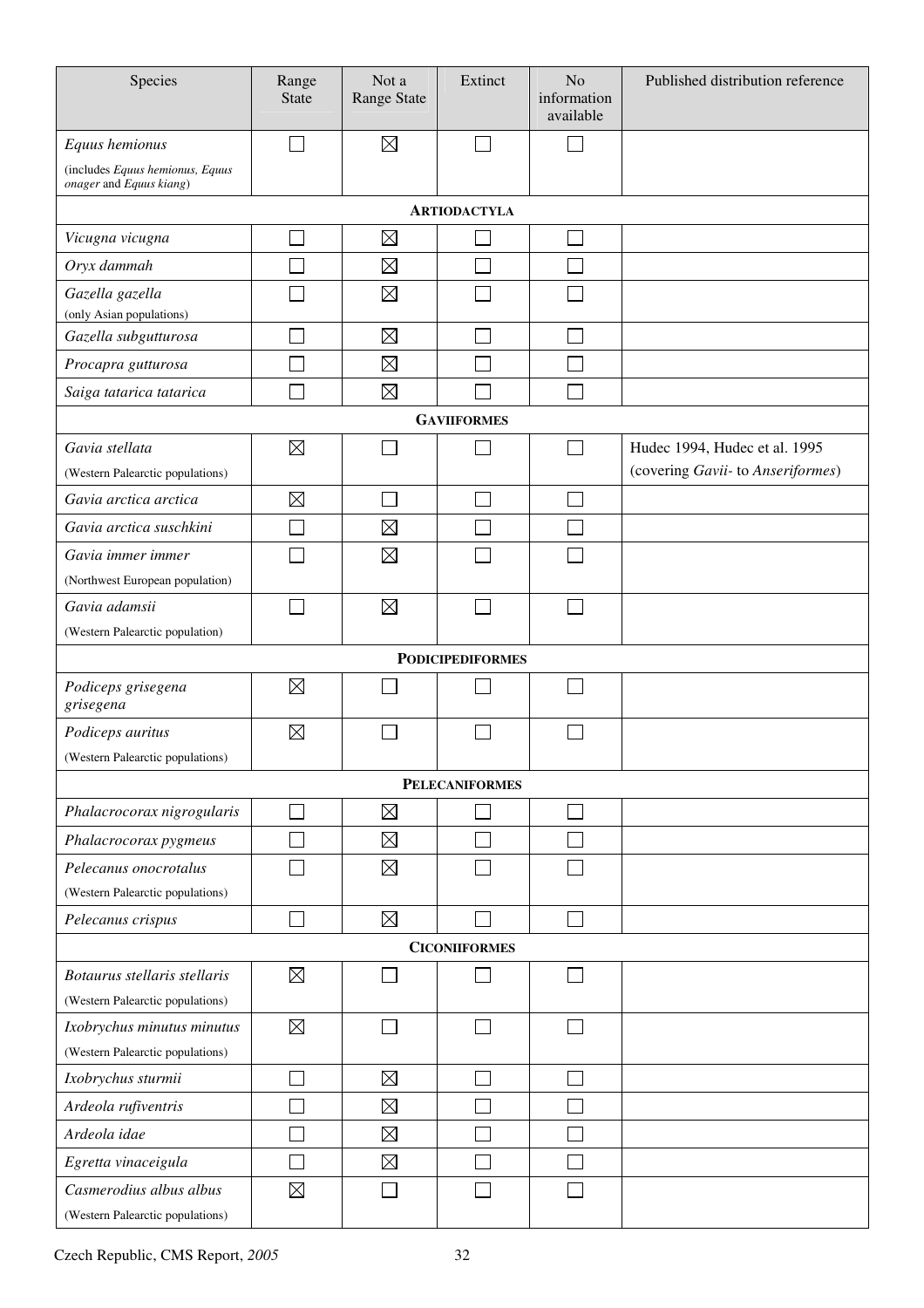| Species | Range State | Not a Range State | Extinct | No information available | Published distribution reference |
|---|---|---|---|---|---|
| *Equus hemionus* (includes *Equus hemionus, Equus onager* and *Equus kiang*) | ☐ | ☒ | ☐ | ☐ | |
| **ARTIODACTYLA** | | | | | |
| *Vicugna vicugna* | ☐ | ☒ | ☐ | ☐ | |
| *Oryx dammah* | ☐ | ☒ | ☐ | ☐ | |
| *Gazella gazella* (only Asian populations) | ☐ | ☒ | ☐ | ☐ | |
| *Gazella subgutturosa* | ☐ | ☒ | ☐ | ☐ | |
| *Procapra gutturosa* | ☐ | ☒ | ☐ | ☐ | |
| *Saiga tatarica tatarica* | ☐ | ☒ | ☐ | ☐ | |
| **GAVIIFORMES** | | | | | |
| *Gavia stellata* (Western Palearctic populations) | ☒ | ☐ | ☐ | ☐ | Hudec 1994, Hudec et al. 1995 (covering *Gavii-* to *Anseriformes*) |
| *Gavia arctica arctica* | ☒ | ☐ | ☐ | ☐ | |
| *Gavia arctica suschkini* | ☐ | ☒ | ☐ | ☐ | |
| *Gavia immer immer* (Northwest European population) | ☐ | ☒ | ☐ | ☐ | |
| *Gavia adamsii* (Western Palearctic population) | ☐ | ☒ | ☐ | ☐ | |
| **PODICIPEDIFORMES** | | | | | |
| *Podiceps grisegena grisegena* | ☒ | ☐ | ☐ | ☐ | |
| *Podiceps auritus* (Western Palearctic populations) | ☒ | ☐ | ☐ | ☐ | |
| **PELECANIFORMES** | | | | | |
| *Phalacrocorax nigrogularis* | ☐ | ☒ | ☐ | ☐ | |
| *Phalacrocorax pygmeus* | ☐ | ☒ | ☐ | ☐ | |
| *Pelecanus onocrotalus* (Western Palearctic populations) | ☐ | ☒ | ☐ | ☐ | |
| *Pelecanus crispus* | ☐ | ☒ | ☐ | ☐ | |
| **CICONIIFORMES** | | | | | |
| *Botaurus stellaris stellaris* (Western Palearctic populations) | ☒ | ☐ | ☐ | ☐ | |
| *Ixobrychus minutus minutus* (Western Palearctic populations) | ☒ | ☐ | ☐ | ☐ | |
| *Ixobrychus sturmii* | ☐ | ☒ | ☐ | ☐ | |
| *Ardeola rufiventris* | ☐ | ☒ | ☐ | ☐ | |
| *Ardeola idae* | ☐ | ☒ | ☐ | ☐ | |
| *Egretta vinaceigula* | ☐ | ☒ | ☐ | ☐ | |
| *Casmerodius albus albus* (Western Palearctic populations) | ☒ | ☐ | ☐ | ☐ | |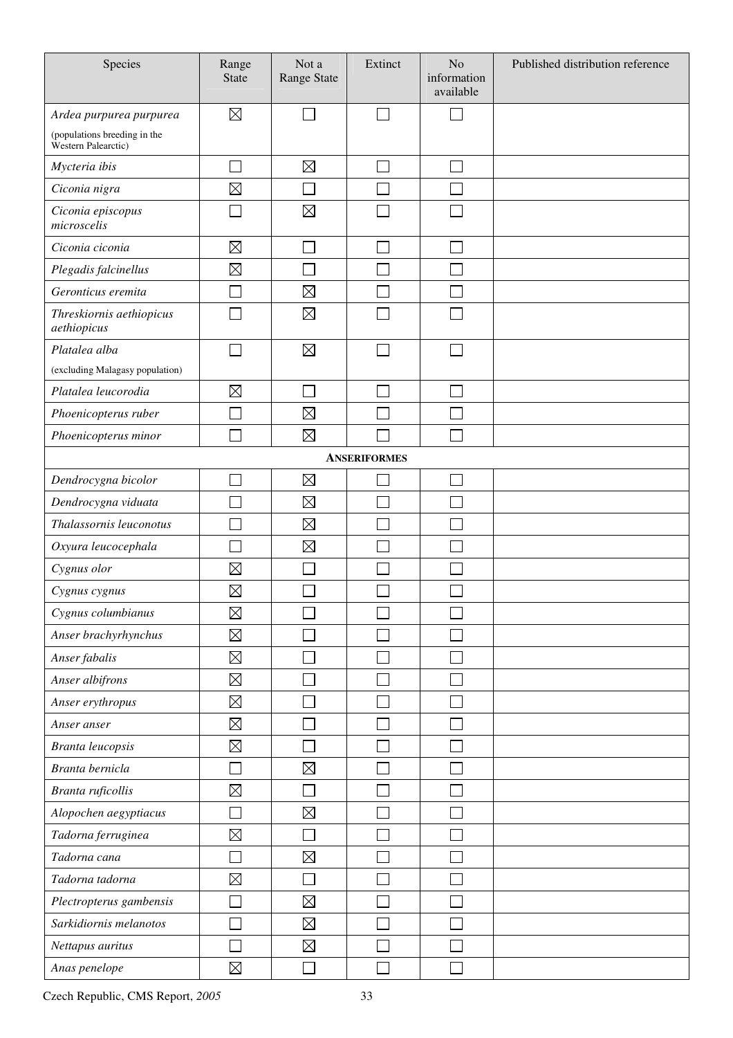| Species | Range State | Not a Range State | Extinct | No information available | Published distribution reference |
|---|---|---|---|---|---|
| *Ardea purpurea purpurea* (populations breeding in the Western Palearctic) | ☒ | ☐ | ☐ | ☐ | |
| *Mycteria ibis* | ☐ | ☒ | ☐ | ☐ | |
| *Ciconia nigra* | ☒ | ☐ | ☐ | ☐ | |
| *Ciconia episcopus microscelis* | ☐ | ☒ | ☐ | ☐ | |
| *Ciconia ciconia* | ☒ | ☐ | ☐ | ☐ | |
| *Plegadis falcinellus* | ☒ | ☐ | ☐ | ☐ | |
| *Geronticus eremita* | ☐ | ☒ | ☐ | ☐ | |
| *Threskiornis aethiopicus aethiopicus* | ☐ | ☒ | ☐ | ☐ | |
| *Platalea alba* (excluding Malagasy population) | ☐ | ☒ | ☐ | ☐ | |
| *Platalea leucorodia* | ☒ | ☐ | ☐ | ☐ | |
| *Phoenicopterus ruber* | ☐ | ☒ | ☐ | ☐ | |
| *Phoenicopterus minor* | ☐ | ☒ | ☐ | ☐ | |
| **ANSERIFORMES** | | | | | |
| *Dendrocygna bicolor* | ☐ | ☒ | ☐ | ☐ | |
| *Dendrocygna viduata* | ☐ | ☒ | ☐ | ☐ | |
| *Thalassornis leuconotus* | ☐ | ☒ | ☐ | ☐ | |
| *Oxyura leucocephala* | ☐ | ☒ | ☐ | ☐ | |
| *Cygnus olor* | ☒ | ☐ | ☐ | ☐ | |
| *Cygnus cygnus* | ☒ | ☐ | ☐ | ☐ | |
| *Cygnus columbianus* | ☒ | ☐ | ☐ | ☐ | |
| *Anser brachyrhynchus* | ☒ | ☐ | ☐ | ☐ | |
| *Anser fabalis* | ☒ | ☐ | ☐ | ☐ | |
| *Anser albifrons* | ☒ | ☐ | ☐ | ☐ | |
| *Anser erythropus* | ☒ | ☐ | ☐ | ☐ | |
| *Anser anser* | ☒ | ☐ | ☐ | ☐ | |
| *Branta leucopsis* | ☒ | ☐ | ☐ | ☐ | |
| *Branta bernicla* | ☐ | ☒ | ☐ | ☐ | |
| *Branta ruficollis* | ☒ | ☐ | ☐ | ☐ | |
| *Alopochen aegyptiacus* | ☐ | ☒ | ☐ | ☐ | |
| *Tadorna ferruginea* | ☒ | ☐ | ☐ | ☐ | |
| *Tadorna cana* | ☐ | ☒ | ☐ | ☐ | |
| *Tadorna tadorna* | ☒ | ☐ | ☐ | ☐ | |
| *Plectropterus gambensis* | ☐ | ☒ | ☐ | ☐ | |
| *Sarkidiornis melanotos* | ☐ | ☒ | ☐ | ☐ | |
| *Nettapus auritus* | ☐ | ☒ | ☐ | ☐ | |
| *Anas penelope* | ☒ | ☐ | ☐ | ☐ | |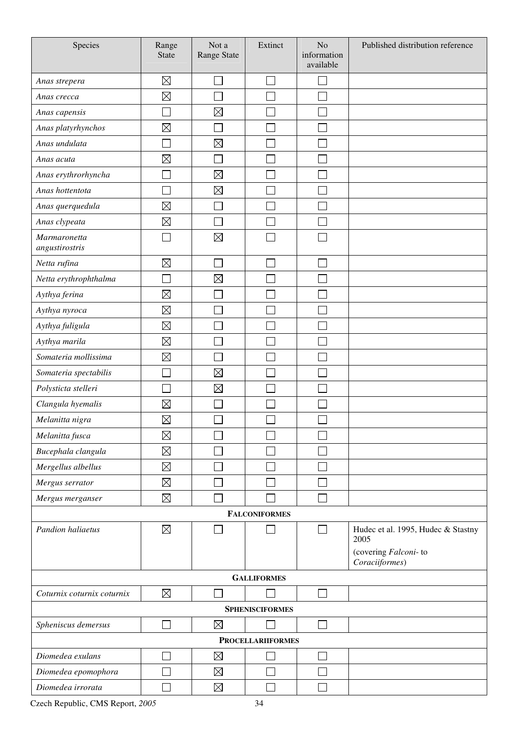| Species | Range State | Not a Range State | Extinct | No information available | Published distribution reference |
|---|---|---|---|---|---|
| *Anas strepera* | ☒ | ☐ | ☐ | ☐ | |
| *Anas crecca* | ☒ | ☐ | ☐ | ☐ | |
| *Anas capensis* | ☐ | ☒ | ☐ | ☐ | |
| *Anas platyrhynchos* | ☒ | ☐ | ☐ | ☐ | |
| *Anas undulata* | ☐ | ☒ | ☐ | ☐ | |
| *Anas acuta* | ☒ | ☐ | ☐ | ☐ | |
| *Anas erythrorhyncha* | ☐ | ☒ | ☐ | ☐ | |
| *Anas hottentota* | ☐ | ☒ | ☐ | ☐ | |
| *Anas querquedula* | ☒ | ☐ | ☐ | ☐ | |
| *Anas clypeata* | ☒ | ☐ | ☐ | ☐ | |
| *Marmaronetta angustirostris* | ☐ | ☒ | ☐ | ☐ | |
| *Netta rufina* | ☒ | ☐ | ☐ | ☐ | |
| *Netta erythrophthalma* | ☐ | ☒ | ☐ | ☐ | |
| *Aythya ferina* | ☒ | ☐ | ☐ | ☐ | |
| *Aythya nyroca* | ☒ | ☐ | ☐ | ☐ | |
| *Aythya fuligula* | ☒ | ☐ | ☐ | ☐ | |
| *Aythya marila* | ☒ | ☐ | ☐ | ☐ | |
| *Somateria mollissima* | ☒ | ☐ | ☐ | ☐ | |
| *Somateria spectabilis* | ☐ | ☒ | ☐ | ☐ | |
| *Polysticta stelleri* | ☐ | ☒ | ☐ | ☐ | |
| *Clangula hyemalis* | ☒ | ☐ | ☐ | ☐ | |
| *Melanitta nigra* | ☒ | ☐ | ☐ | ☐ | |
| *Melanitta fusca* | ☒ | ☐ | ☐ | ☐ | |
| *Bucephala clangula* | ☒ | ☐ | ☐ | ☐ | |
| *Mergellus albellus* | ☒ | ☐ | ☐ | ☐ | |
| *Mergus serrator* | ☒ | ☐ | ☐ | ☐ | |
| *Mergus merganser* | ☒ | ☐ | ☐ | ☐ | |
| **FALCONIFORMES** | | | | | |
| *Pandion haliaetus* | ☒ | ☐ | ☐ | ☐ | Hudec et al. 1995, Hudec & Stastny 2005 (covering *Falconi-* to *Coraciiformes*) |
| **GALLIFORMES** | | | | | |
| *Coturnix coturnix coturnix* | ☒ | ☐ | ☐ | ☐ | |
| **SPHENISCIFORMES** | | | | | |
| *Spheniscus demersus* | ☐ | ☒ | ☐ | ☐ | |
| **PROCELLARIIFORMES** | | | | | |
| *Diomedea exulans* | ☐ | ☒ | ☐ | ☐ | |
| *Diomedea epomophora* | ☐ | ☒ | ☐ | ☐ | |
| *Diomedea irrorata* | ☐ | ☒ | ☐ | ☐ | |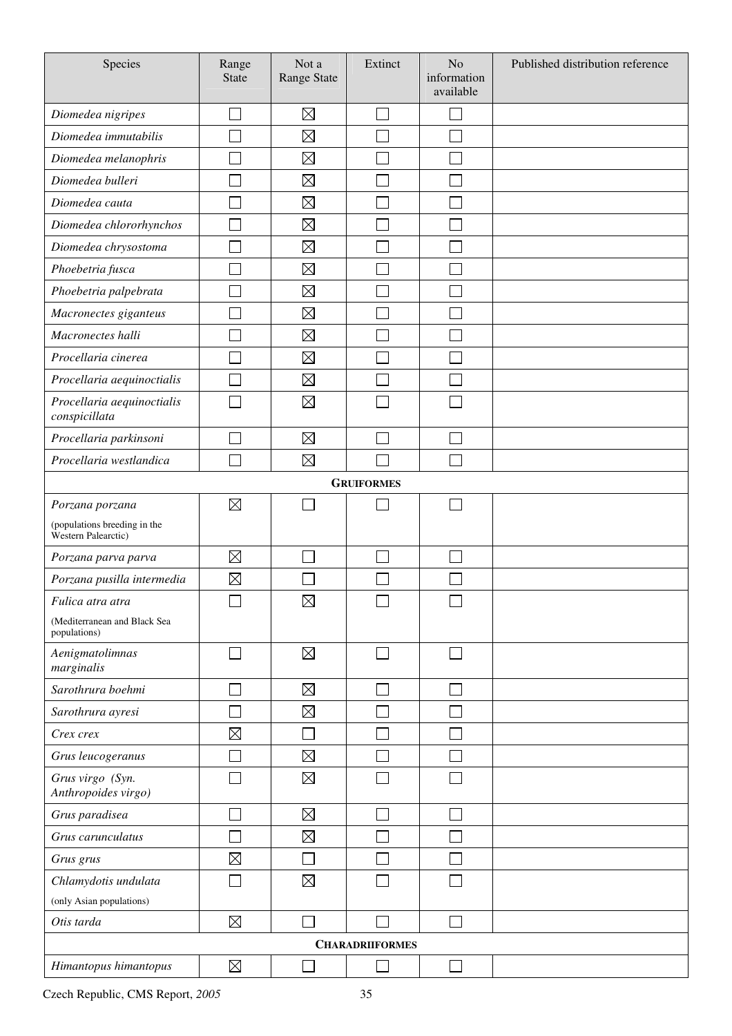| Species | Range State | Not a Range State | Extinct | No information available | Published distribution reference |
|---|---|---|---|---|---|
| *Diomedea nigripes* | ☐ | ☒ | ☐ | ☐ | |
| *Diomedea immutabilis* | ☐ | ☒ | ☐ | ☐ | |
| *Diomedea melanophris* | ☐ | ☒ | ☐ | ☐ | |
| *Diomedea bulleri* | ☐ | ☒ | ☐ | ☐ | |
| *Diomedea cauta* | ☐ | ☒ | ☐ | ☐ | |
| *Diomedea chlororhynchos* | ☐ | ☒ | ☐ | ☐ | |
| *Diomedea chrysostoma* | ☐ | ☒ | ☐ | ☐ | |
| *Phoebetria fusca* | ☐ | ☒ | ☐ | ☐ | |
| *Phoebetria palpebrata* | ☐ | ☒ | ☐ | ☐ | |
| *Macronectes giganteus* | ☐ | ☒ | ☐ | ☐ | |
| *Macronectes halli* | ☐ | ☒ | ☐ | ☐ | |
| *Procellaria cinerea* | ☐ | ☒ | ☐ | ☐ | |
| *Procellaria aequinoctialis* | ☐ | ☒ | ☐ | ☐ | |
| *Procellaria aequinoctialis conspicillata* | ☐ | ☒ | ☐ | ☐ | |
| *Procellaria parkinsoni* | ☐ | ☒ | ☐ | ☐ | |
| *Procellaria westlandica* | ☐ | ☒ | ☐ | ☐ | |
| **GRUIFORMES** | | | | | |
| *Porzana porzana* (populations breeding in the Western Palearctic) | ☒ | ☐ | ☐ | ☐ | |
| *Porzana parva parva* | ☒ | ☐ | ☐ | ☐ | |
| *Porzana pusilla intermedia* | ☒ | ☐ | ☐ | ☐ | |
| *Fulica atra atra* (Mediterranean and Black Sea populations) | ☐ | ☒ | ☐ | ☐ | |
| *Aenigmatolimnas marginalis* | ☐ | ☒ | ☐ | ☐ | |
| *Sarothrura boehmi* | ☐ | ☒ | ☐ | ☐ | |
| *Sarothrura ayresi* | ☐ | ☒ | ☐ | ☐ | |
| *Crex crex* | ☒ | ☐ | ☐ | ☐ | |
| *Grus leucogeranus* | ☐ | ☒ | ☐ | ☐ | |
| *Grus virgo (Syn. Anthropoides virgo)* | ☐ | ☒ | ☐ | ☐ | |
| *Grus paradisea* | ☐ | ☒ | ☐ | ☐ | |
| *Grus carunculatus* | ☐ | ☒ | ☐ | ☐ | |
| *Grus grus* | ☒ | ☐ | ☐ | ☐ | |
| *Chlamydotis undulata* (only Asian populations) | ☐ | ☒ | ☐ | ☐ | |
| *Otis tarda* | ☒ | ☐ | ☐ | ☐ | |
| **CHARADRIIFORMES** | | | | | |
| *Himantopus himantopus* | ☒ | ☐ | ☐ | ☐ | |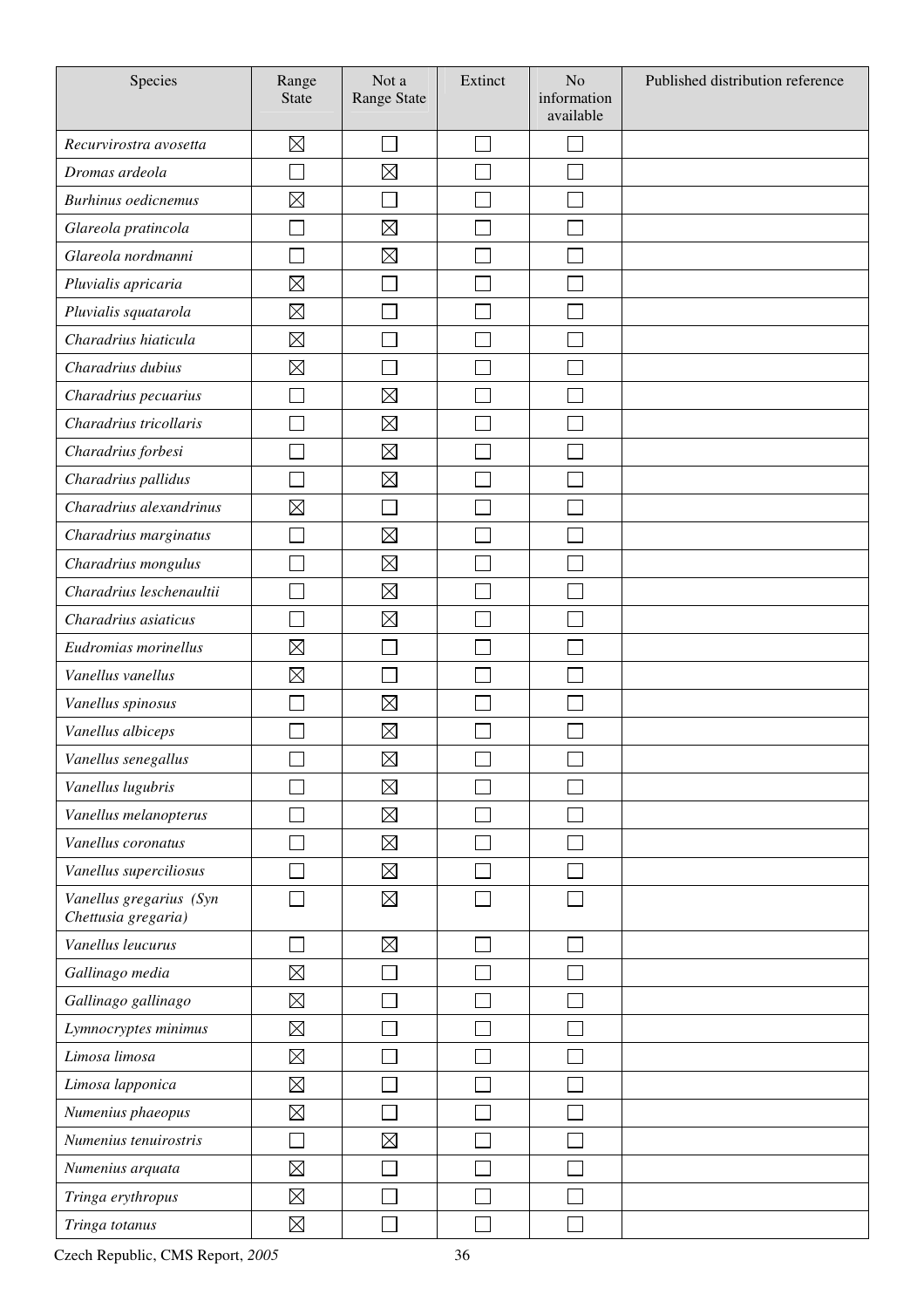| Species | Range State | Not a Range State | Extinct | No information available | Published distribution reference |
|---|---|---|---|---|---|
| *Recurvirostra avosetta* | ☒ | ☐ | ☐ | ☐ | |
| *Dromas ardeola* | ☐ | ☒ | ☐ | ☐ | |
| *Burhinus oedicnemus* | ☒ | ☐ | ☐ | ☐ | |
| *Glareola pratincola* | ☐ | ☒ | ☐ | ☐ | |
| *Glareola nordmanni* | ☐ | ☒ | ☐ | ☐ | |
| *Pluvialis apricaria* | ☒ | ☐ | ☐ | ☐ | |
| *Pluvialis squatarola* | ☒ | ☐ | ☐ | ☐ | |
| *Charadrius hiaticula* | ☒ | ☐ | ☐ | ☐ | |
| *Charadrius dubius* | ☒ | ☐ | ☐ | ☐ | |
| *Charadrius pecuarius* | ☐ | ☒ | ☐ | ☐ | |
| *Charadrius tricollaris* | ☐ | ☒ | ☐ | ☐ | |
| *Charadrius forbesi* | ☐ | ☒ | ☐ | ☐ | |
| *Charadrius pallidus* | ☐ | ☒ | ☐ | ☐ | |
| *Charadrius alexandrinus* | ☒ | ☐ | ☐ | ☐ | |
| *Charadrius marginatus* | ☐ | ☒ | ☐ | ☐ | |
| *Charadrius mongulus* | ☐ | ☒ | ☐ | ☐ | |
| *Charadrius leschenaultii* | ☐ | ☒ | ☐ | ☐ | |
| *Charadrius asiaticus* | ☐ | ☒ | ☐ | ☐ | |
| *Eudromias morinellus* | ☒ | ☐ | ☐ | ☐ | |
| *Vanellus vanellus* | ☒ | ☐ | ☐ | ☐ | |
| *Vanellus spinosus* | ☐ | ☒ | ☐ | ☐ | |
| *Vanellus albiceps* | ☐ | ☒ | ☐ | ☐ | |
| *Vanellus senegallus* | ☐ | ☒ | ☐ | ☐ | |
| *Vanellus lugubris* | ☐ | ☒ | ☐ | ☐ | |
| *Vanellus melanopterus* | ☐ | ☒ | ☐ | ☐ | |
| *Vanellus coronatus* | ☐ | ☒ | ☐ | ☐ | |
| *Vanellus superciliosus* | ☐ | ☒ | ☐ | ☐ | |
| *Vanellus gregarius (Syn Chettusia gregaria)* | ☐ | ☒ | ☐ | ☐ | |
| *Vanellus leucurus* | ☐ | ☒ | ☐ | ☐ | |
| *Gallinago media* | ☒ | ☐ | ☐ | ☐ | |
| *Gallinago gallinago* | ☒ | ☐ | ☐ | ☐ | |
| *Lymnocryptes minimus* | ☒ | ☐ | ☐ | ☐ | |
| *Limosa limosa* | ☒ | ☐ | ☐ | ☐ | |
| *Limosa lapponica* | ☒ | ☐ | ☐ | ☐ | |
| *Numenius phaeopus* | ☒ | ☐ | ☐ | ☐ | |
| *Numenius tenuirostris* | ☐ | ☒ | ☐ | ☐ | |
| *Numenius arquata* | ☒ | ☐ | ☐ | ☐ | |
| *Tringa erythropus* | ☒ | ☐ | ☐ | ☐ | |
| *Tringa totanus* | ☒ | ☐ | ☐ | ☐ | |

Czech Republic, CMS Report, *2005*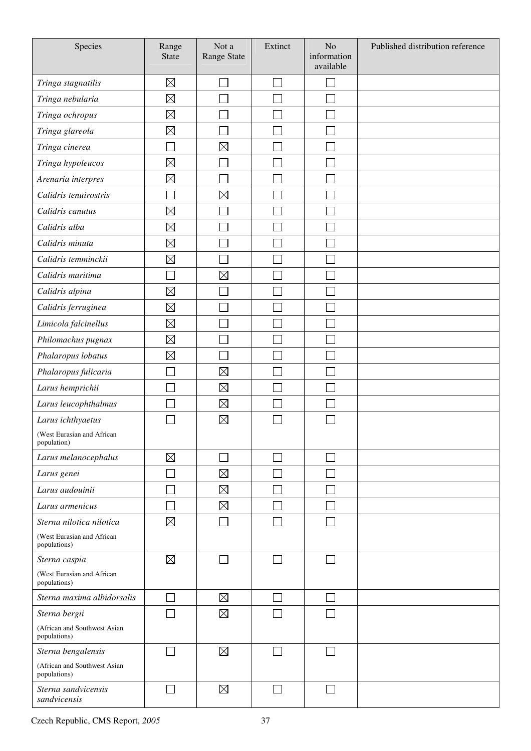| Species | Range State | Not a Range State | Extinct | No information available | Published distribution reference |
|---|---|---|---|---|---|
| *Tringa stagnatilis* | ☒ | ☐ | ☐ | ☐ | |
| *Tringa nebularia* | ☒ | ☐ | ☐ | ☐ | |
| *Tringa ochropus* | ☒ | ☐ | ☐ | ☐ | |
| *Tringa glareola* | ☒ | ☐ | ☐ | ☐ | |
| *Tringa cinerea* | ☐ | ☒ | ☐ | ☐ | |
| *Tringa hypoleucos* | ☒ | ☐ | ☐ | ☐ | |
| *Arenaria interpres* | ☒ | ☐ | ☐ | ☐ | |
| *Calidris tenuirostris* | ☐ | ☒ | ☐ | ☐ | |
| *Calidris canutus* | ☒ | ☐ | ☐ | ☐ | |
| *Calidris alba* | ☒ | ☐ | ☐ | ☐ | |
| *Calidris minuta* | ☒ | ☐ | ☐ | ☐ | |
| *Calidris temminckii* | ☒ | ☐ | ☐ | ☐ | |
| *Calidris maritima* | ☐ | ☒ | ☐ | ☐ | |
| *Calidris alpina* | ☒ | ☐ | ☐ | ☐ | |
| *Calidris ferruginea* | ☒ | ☐ | ☐ | ☐ | |
| *Limicola falcinellus* | ☒ | ☐ | ☐ | ☐ | |
| *Philomachus pugnax* | ☒ | ☐ | ☐ | ☐ | |
| *Phalaropus lobatus* | ☒ | ☐ | ☐ | ☐ | |
| *Phalaropus fulicaria* | ☐ | ☒ | ☐ | ☐ | |
| *Larus hemprichii* | ☐ | ☒ | ☐ | ☐ | |
| *Larus leucophthalmus* | ☐ | ☒ | ☐ | ☐ | |
| *Larus ichthyaetus* (West Eurasian and African population) | ☐ | ☒ | ☐ | ☐ | |
| *Larus melanocephalus* | ☒ | ☐ | ☐ | ☐ | |
| *Larus genei* | ☐ | ☒ | ☐ | ☐ | |
| *Larus audouinii* | ☐ | ☒ | ☐ | ☐ | |
| *Larus armenicus* | ☐ | ☒ | ☐ | ☐ | |
| *Sterna nilotica nilotica* (West Eurasian and African populations) | ☒ | ☐ | ☐ | ☐ | |
| *Sterna caspia* (West Eurasian and African populations) | ☒ | ☐ | ☐ | ☐ | |
| *Sterna maxima albidorsalis* | ☐ | ☒ | ☐ | ☐ | |
| *Sterna bergii* (African and Southwest Asian populations) | ☐ | ☒ | ☐ | ☐ | |
| *Sterna bengalensis* (African and Southwest Asian populations) | ☐ | ☒ | ☐ | ☐ | |
| *Sterna sandvicensis sandvicensis* | ☐ | ☒ | ☐ | ☐ | |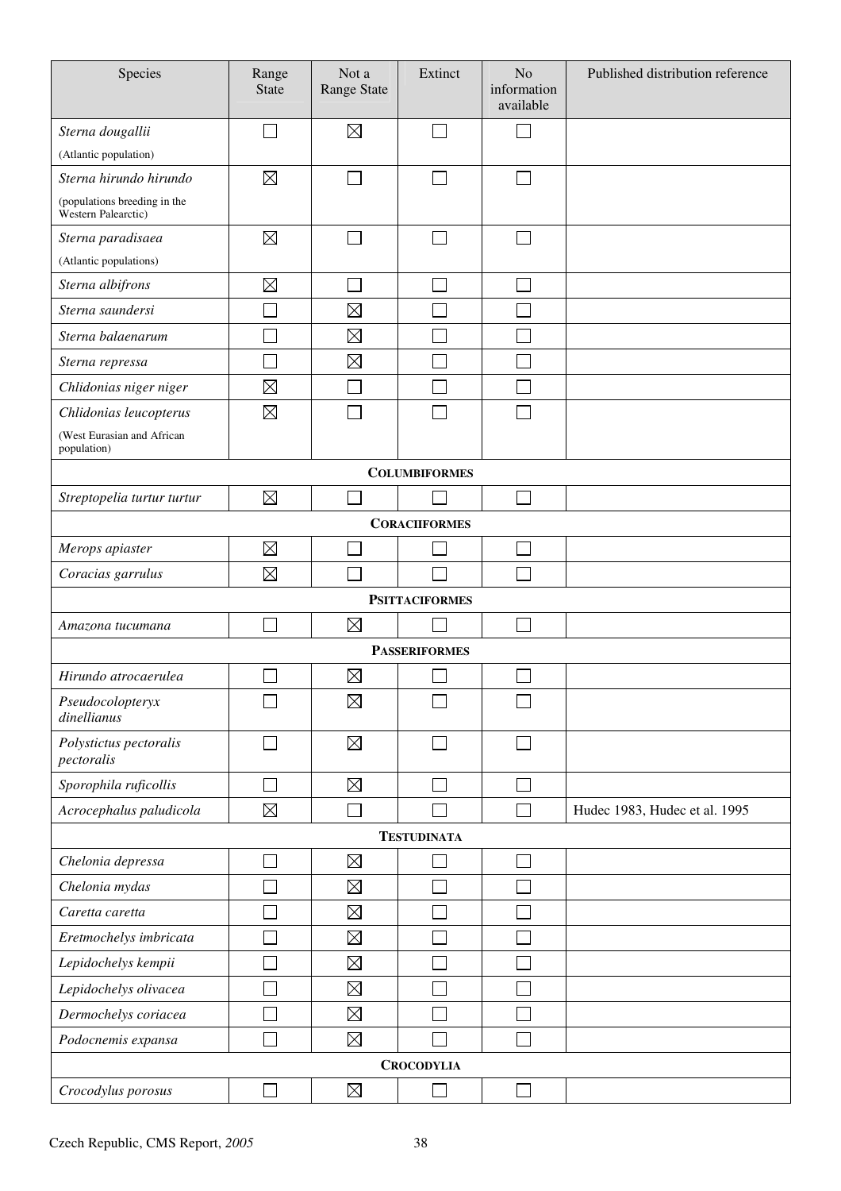| Species | Range State | Not a Range State | Extinct | No information available | Published distribution reference |
|---|---|---|---|---|---|
| *Sterna dougallii* (Atlantic population) | ☐ | ☒ | ☐ | ☐ | |
| *Sterna hirundo hirundo* (populations breeding in the Western Palearctic) | ☒ | ☐ | ☐ | ☐ | |
| *Sterna paradisaea* (Atlantic populations) | ☒ | ☐ | ☐ | ☐ | |
| *Sterna albifrons* | ☒ | ☐ | ☐ | ☐ | |
| *Sterna saundersi* | ☐ | ☒ | ☐ | ☐ | |
| *Sterna balaenarum* | ☐ | ☒ | ☐ | ☐ | |
| *Sterna repressa* | ☐ | ☒ | ☐ | ☐ | |
| *Chlidonias niger niger* | ☒ | ☐ | ☐ | ☐ | |
| *Chlidonias leucopterus* (West Eurasian and African population) | ☒ | ☐ | ☐ | ☐ | |
| **COLUMBIFORMES** | | | | | |
| *Streptopelia turtur turtur* | ☒ | ☐ | ☐ | ☐ | |
| **CORACIIFORMES** | | | | | |
| *Merops apiaster* | ☒ | ☐ | ☐ | ☐ | |
| *Coracias garrulus* | ☒ | ☐ | ☐ | ☐ | |
| **PSITTACIFORMES** | | | | | |
| *Amazona tucumana* | ☐ | ☒ | ☐ | ☐ | |
| **PASSERIFORMES** | | | | | |
| *Hirundo atrocaerulea* | ☐ | ☒ | ☐ | ☐ | |
| *Pseudocolopteryx dinellianus* | ☐ | ☒ | ☐ | ☐ | |
| *Polystictus pectoralis pectoralis* | ☐ | ☒ | ☐ | ☐ | |
| *Sporophila ruficollis* | ☐ | ☒ | ☐ | ☐ | |
| *Acrocephalus paludicola* | ☒ | ☐ | ☐ | ☐ | Hudec 1983, Hudec et al. 1995 |
| **TESTUDINATA** | | | | | |
| *Chelonia depressa* | ☐ | ☒ | ☐ | ☐ | |
| *Chelonia mydas* | ☐ | ☒ | ☐ | ☐ | |
| *Caretta caretta* | ☐ | ☒ | ☐ | ☐ | |
| *Eretmochelys imbricata* | ☐ | ☒ | ☐ | ☐ | |
| *Lepidochelys kempii* | ☐ | ☒ | ☐ | ☐ | |
| *Lepidochelys olivacea* | ☐ | ☒ | ☐ | ☐ | |
| *Dermochelys coriacea* | ☐ | ☒ | ☐ | ☐ | |
| *Podocnemis expansa* | ☐ | ☒ | ☐ | ☐ | |
| **CROCODYLIA** | | | | | |
| *Crocodylus porosus* | ☐ | ☒ | ☐ | ☐ | |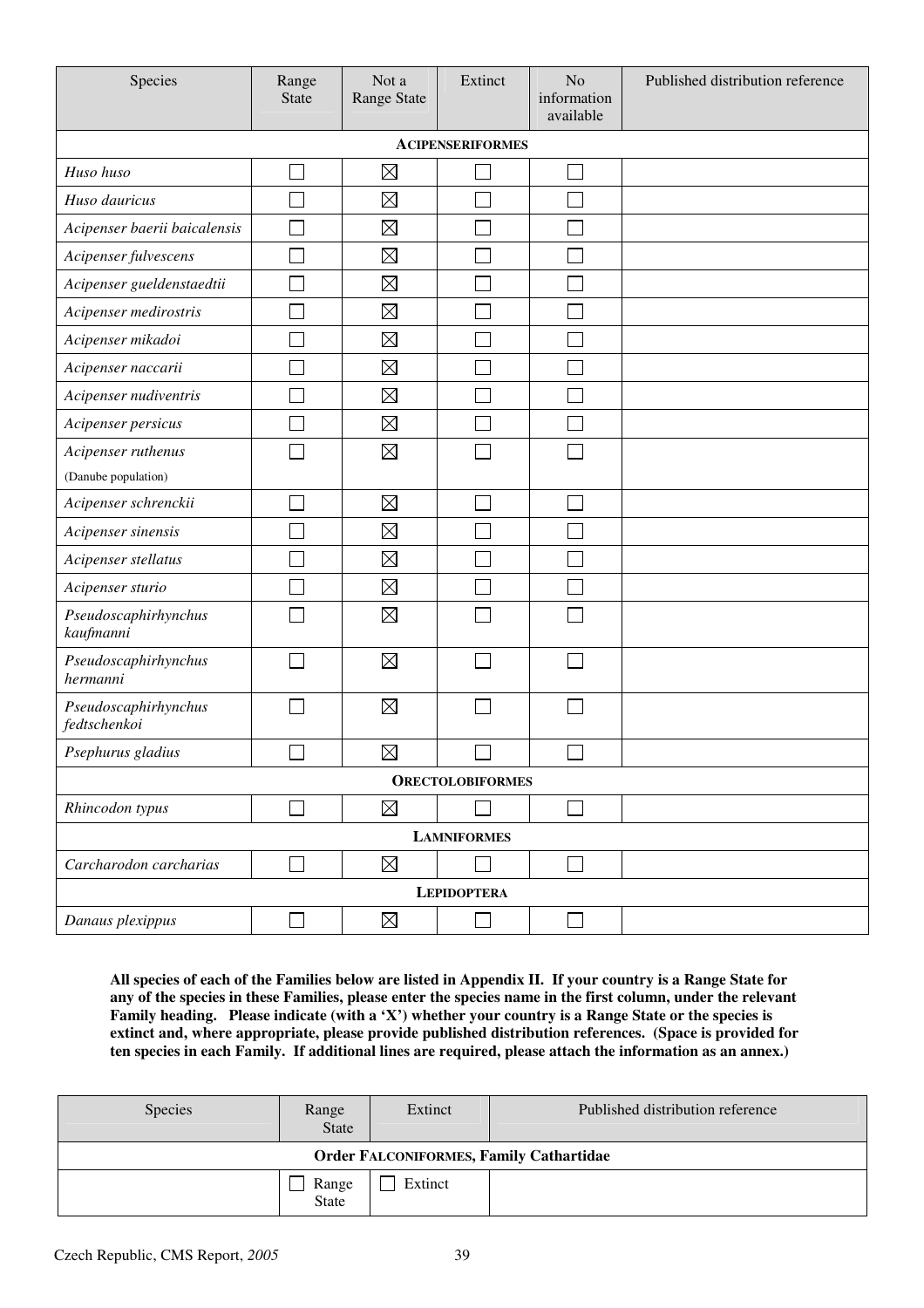| Species | Range State | Not a Range State | Extinct | No information available | Published distribution reference |
|---|---|---|---|---|---|
| **ACIPENSERIFORMES** | | | | | |
| *Huso huso* | ☐ | ☒ | ☐ | ☐ | |
| *Huso dauricus* | ☐ | ☒ | ☐ | ☐ | |
| *Acipenser baerii baicalensis* | ☐ | ☒ | ☐ | ☐ | |
| *Acipenser fulvescens* | ☐ | ☒ | ☐ | ☐ | |
| *Acipenser gueldenstaedtii* | ☐ | ☒ | ☐ | ☐ | |
| *Acipenser medirostris* | ☐ | ☒ | ☐ | ☐ | |
| *Acipenser mikadoi* | ☐ | ☒ | ☐ | ☐ | |
| *Acipenser naccarii* | ☐ | ☒ | ☐ | ☐ | |
| *Acipenser nudiventris* | ☐ | ☒ | ☐ | ☐ | |
| *Acipenser persicus* | ☐ | ☒ | ☐ | ☐ | |
| *Acipenser ruthenus* (Danube population) | ☐ | ☒ | ☐ | ☐ | |
| *Acipenser schrenckii* | ☐ | ☒ | ☐ | ☐ | |
| *Acipenser sinensis* | ☐ | ☒ | ☐ | ☐ | |
| *Acipenser stellatus* | ☐ | ☒ | ☐ | ☐ | |
| *Acipenser sturio* | ☐ | ☒ | ☐ | ☐ | |
| *Pseudoscaphirhynchus kaufmanni* | ☐ | ☒ | ☐ | ☐ | |
| *Pseudoscaphirhynchus hermanni* | ☐ | ☒ | ☐ | ☐ | |
| *Pseudoscaphirhynchus fedtschenkoi* | ☐ | ☒ | ☐ | ☐ | |
| *Psephurus gladius* | ☐ | ☒ | ☐ | ☐ | |
| **ORECTOLOBIFORMES** | | | | | |
| *Rhincodon typus* | ☐ | ☒ | ☐ | ☐ | |
| **LAMNIFORMES** | | | | | |
| *Carcharodon carcharias* | ☐ | ☒ | ☐ | ☐ | |
| **LEPIDOPTERA** | | | | | |
| *Danaus plexippus* | ☐ | ☒ | ☐ | ☐ | |

**All species of each of the Families below are listed in Appendix II. If your country is a Range State for any of the species in these Families, please enter the species name in the first column, under the relevant Family heading. Please indicate (with a 'X') whether your country is a Range State or the species is extinct and, where appropriate, please provide published distribution references. (Space is provided for ten species in each Family. If additional lines are required, please attach the information as an annex.)**

| Species | Range State | Extinct | Published distribution reference |
|---|---|---|---|
| **Order FALCONIFORMES, Family Cathartidae** | | | |
| | ☐ Range State | ☐ Extinct | |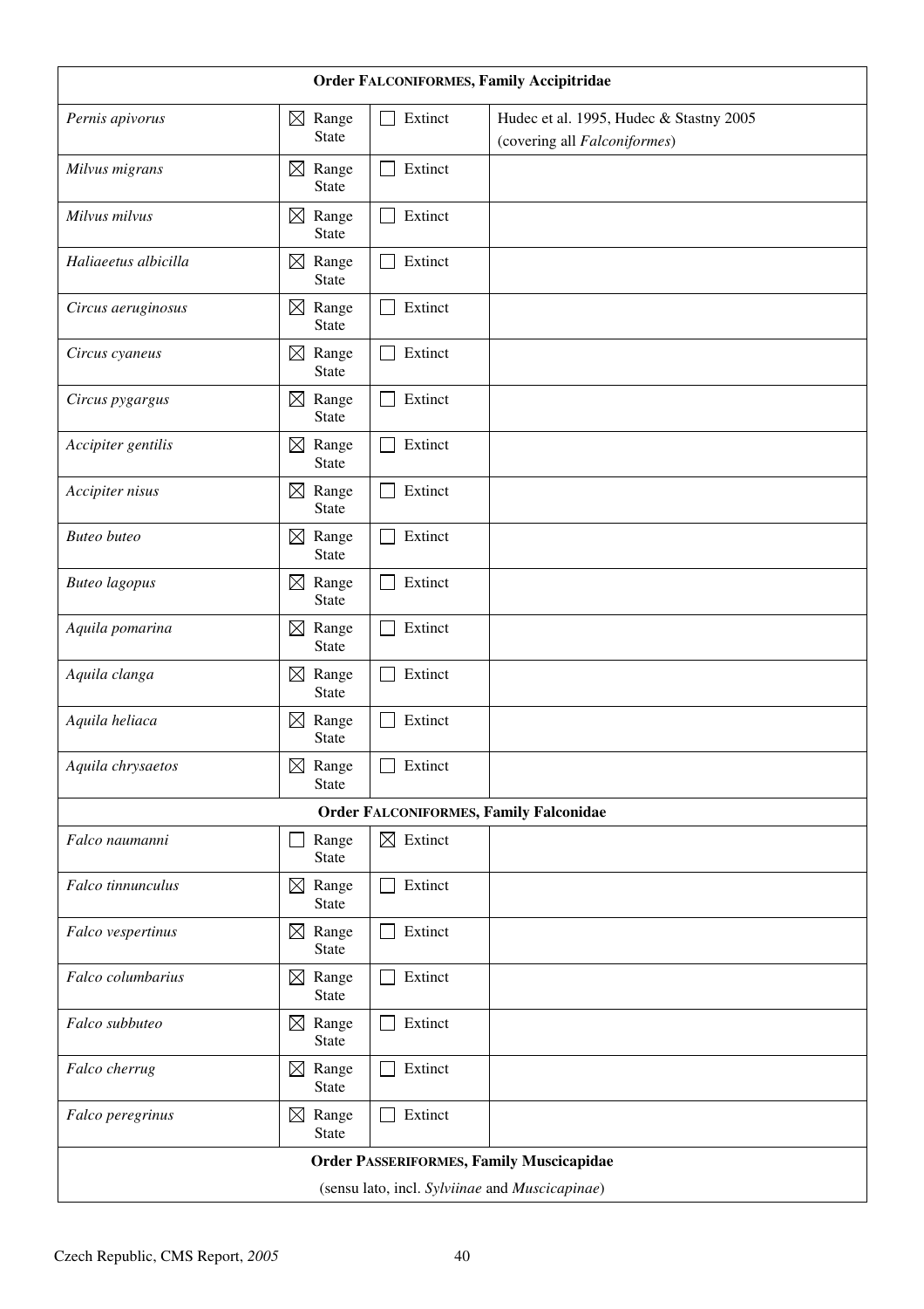| **Order FALCONIFORMES, Family Accipitridae** | | | |
|---|---|---|---|
| *Pernis apivorus* | ☒ Range State | ☐ Extinct | Hudec et al. 1995, Hudec & Stastny 2005 (covering all *Falconiformes*) |
| *Milvus migrans* | ☒ Range State | ☐ Extinct | |
| *Milvus milvus* | ☒ Range State | ☐ Extinct | |
| *Haliaeetus albicilla* | ☒ Range State | ☐ Extinct | |
| *Circus aeruginosus* | ☒ Range State | ☐ Extinct | |
| *Circus cyaneus* | ☒ Range State | ☐ Extinct | |
| *Circus pygargus* | ☒ Range State | ☐ Extinct | |
| *Accipiter gentilis* | ☒ Range State | ☐ Extinct | |
| *Accipiter nisus* | ☒ Range State | ☐ Extinct | |
| *Buteo buteo* | ☒ Range State | ☐ Extinct | |
| *Buteo lagopus* | ☒ Range State | ☐ Extinct | |
| *Aquila pomarina* | ☒ Range State | ☐ Extinct | |
| *Aquila clanga* | ☒ Range State | ☐ Extinct | |
| *Aquila heliaca* | ☒ Range State | ☐ Extinct | |
| *Aquila chrysaetos* | ☒ Range State | ☐ Extinct | |
| **Order FALCONIFORMES, Family Falconidae** | | | |
| *Falco naumanni* | ☐ Range State | ☒ Extinct | |
| *Falco tinnunculus* | ☒ Range State | ☐ Extinct | |
| *Falco vespertinus* | ☒ Range State | ☐ Extinct | |
| *Falco columbarius* | ☒ Range State | ☐ Extinct | |
| *Falco subbuteo* | ☒ Range State | ☐ Extinct | |
| *Falco cherrug* | ☒ Range State | ☐ Extinct | |
| *Falco peregrinus* | ☒ Range State | ☐ Extinct | |
| **Order PASSERIFORMES, Family Muscicapidae** (sensu lato, incl. *Sylviinae* and *Muscicapinae*) | | | |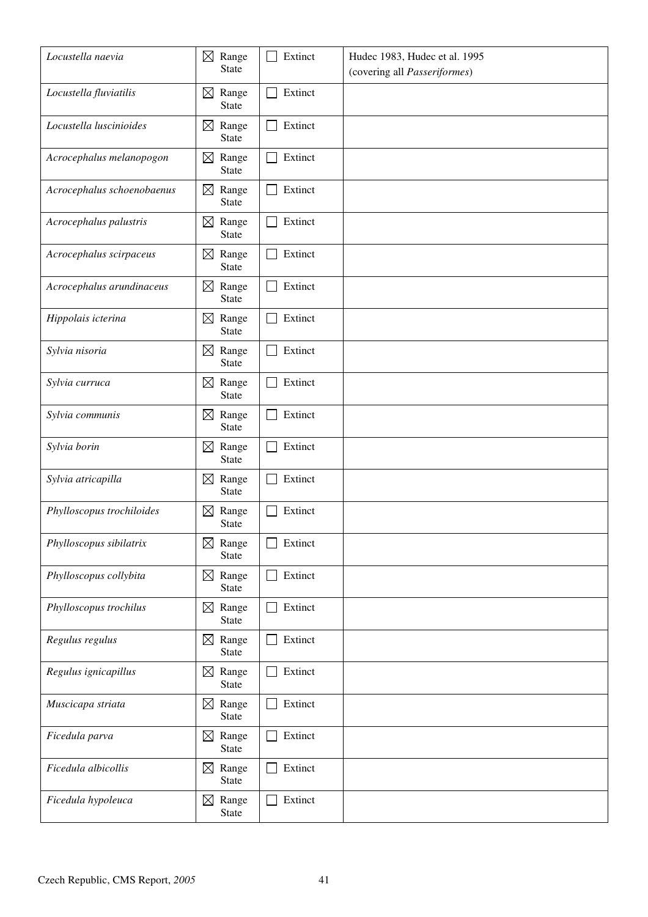| | | | |
|---|---|---|---|
| *Locustella naevia* | ☒ Range State | ☐ Extinct | Hudec 1983, Hudec et al. 1995 (covering all *Passeriformes*) |
| *Locustella fluviatilis* | ☒ Range State | ☐ Extinct | |
| *Locustella luscinioides* | ☒ Range State | ☐ Extinct | |
| *Acrocephalus melanopogon* | ☒ Range State | ☐ Extinct | |
| *Acrocephalus schoenobaenus* | ☒ Range State | ☐ Extinct | |
| *Acrocephalus palustris* | ☒ Range State | ☐ Extinct | |
| *Acrocephalus scirpaceus* | ☒ Range State | ☐ Extinct | |
| *Acrocephalus arundinaceus* | ☒ Range State | ☐ Extinct | |
| *Hippolais icterina* | ☒ Range State | ☐ Extinct | |
| *Sylvia nisoria* | ☒ Range State | ☐ Extinct | |
| *Sylvia curruca* | ☒ Range State | ☐ Extinct | |
| *Sylvia communis* | ☒ Range State | ☐ Extinct | |
| *Sylvia borin* | ☒ Range State | ☐ Extinct | |
| *Sylvia atricapilla* | ☒ Range State | ☐ Extinct | |
| *Phylloscopus trochiloides* | ☒ Range State | ☐ Extinct | |
| *Phylloscopus sibilatrix* | ☒ Range State | ☐ Extinct | |
| *Phylloscopus collybita* | ☒ Range State | ☐ Extinct | |
| *Phylloscopus trochilus* | ☒ Range State | ☐ Extinct | |
| *Regulus regulus* | ☒ Range State | ☐ Extinct | |
| *Regulus ignicapillus* | ☒ Range State | ☐ Extinct | |
| *Muscicapa striata* | ☒ Range State | ☐ Extinct | |
| *Ficedula parva* | ☒ Range State | ☐ Extinct | |
| *Ficedula albicollis* | ☒ Range State | ☐ Extinct | |
| *Ficedula hypoleuca* | ☒ Range State | ☐ Extinct | |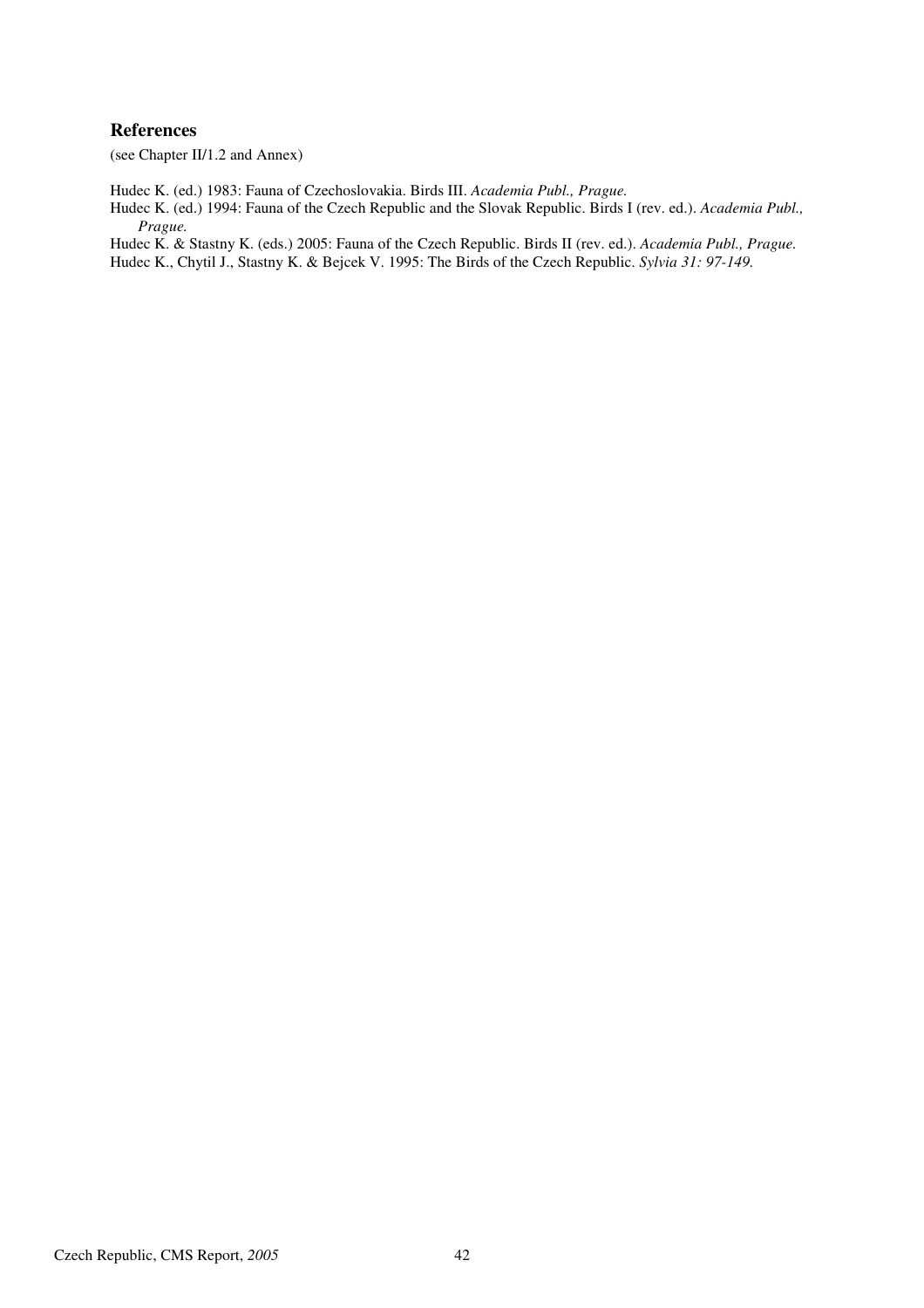## References

(see Chapter II/1.2 and Annex)

Hudec K. (ed.) 1983: Fauna of Czechoslovakia. Birds III. *Academia Publ., Prague.*

Hudec K. (ed.) 1994: Fauna of the Czech Republic and the Slovak Republic. Birds I (rev. ed.). *Academia Publ., Prague.*

Hudec K. & Stastny K. (eds.) 2005: Fauna of the Czech Republic. Birds II (rev. ed.). *Academia Publ., Prague.*

Hudec K., Chytil J., Stastny K. & Bejcek V. 1995: The Birds of the Czech Republic. *Sylvia 31: 97-149.*